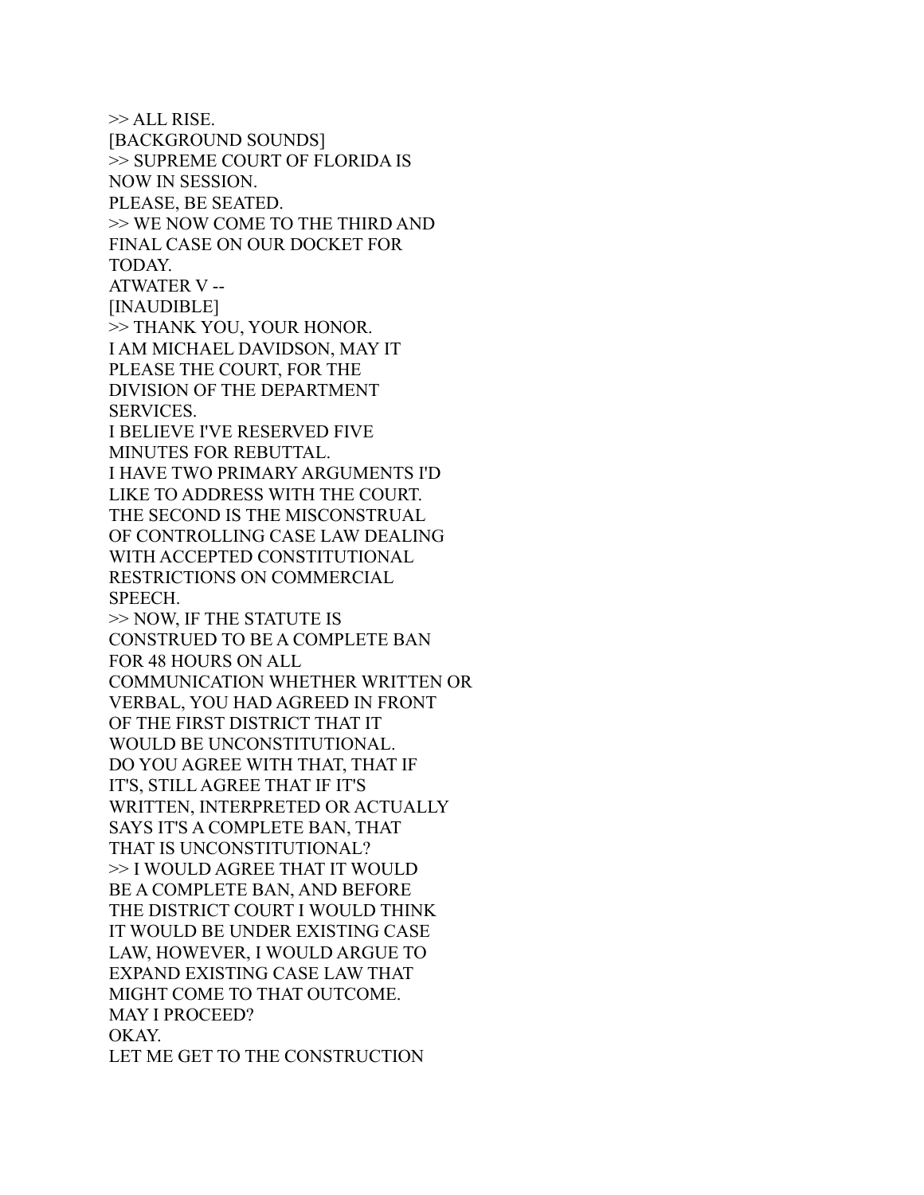>> ALL RISE.
[BACKGROUND SOUNDS]
>> SUPREME COURT OF FLORIDA IS NOW IN SESSION.
PLEASE, BE SEATED.
>> WE NOW COME TO THE THIRD AND FINAL CASE ON OUR DOCKET FOR TODAY.
ATWATER V --
[INAUDIBLE]
>> THANK YOU, YOUR HONOR.
I AM MICHAEL DAVIDSON, MAY IT PLEASE THE COURT, FOR THE DIVISION OF THE DEPARTMENT SERVICES.
I BELIEVE I'VE RESERVED FIVE MINUTES FOR REBUTTAL.
I HAVE TWO PRIMARY ARGUMENTS I'D LIKE TO ADDRESS WITH THE COURT.
THE SECOND IS THE MISCONSTRUAL OF CONTROLLING CASE LAW DEALING WITH ACCEPTED CONSTITUTIONAL RESTRICTIONS ON COMMERCIAL SPEECH.
>> NOW, IF THE STATUTE IS CONSTRUED TO BE A COMPLETE BAN FOR 48 HOURS ON ALL COMMUNICATION WHETHER WRITTEN OR VERBAL, YOU HAD AGREED IN FRONT OF THE FIRST DISTRICT THAT IT WOULD BE UNCONSTITUTIONAL.
DO YOU AGREE WITH THAT, THAT IF IT'S, STILL AGREE THAT IF IT'S WRITTEN, INTERPRETED OR ACTUALLY SAYS IT'S A COMPLETE BAN, THAT THAT IS UNCONSTITUTIONAL?
>> I WOULD AGREE THAT IT WOULD BE A COMPLETE BAN, AND BEFORE THE DISTRICT COURT I WOULD THINK IT WOULD BE UNDER EXISTING CASE LAW, HOWEVER, I WOULD ARGUE TO EXPAND EXISTING CASE LAW THAT MIGHT COME TO THAT OUTCOME.
MAY I PROCEED?
OKAY.
LET ME GET TO THE CONSTRUCTION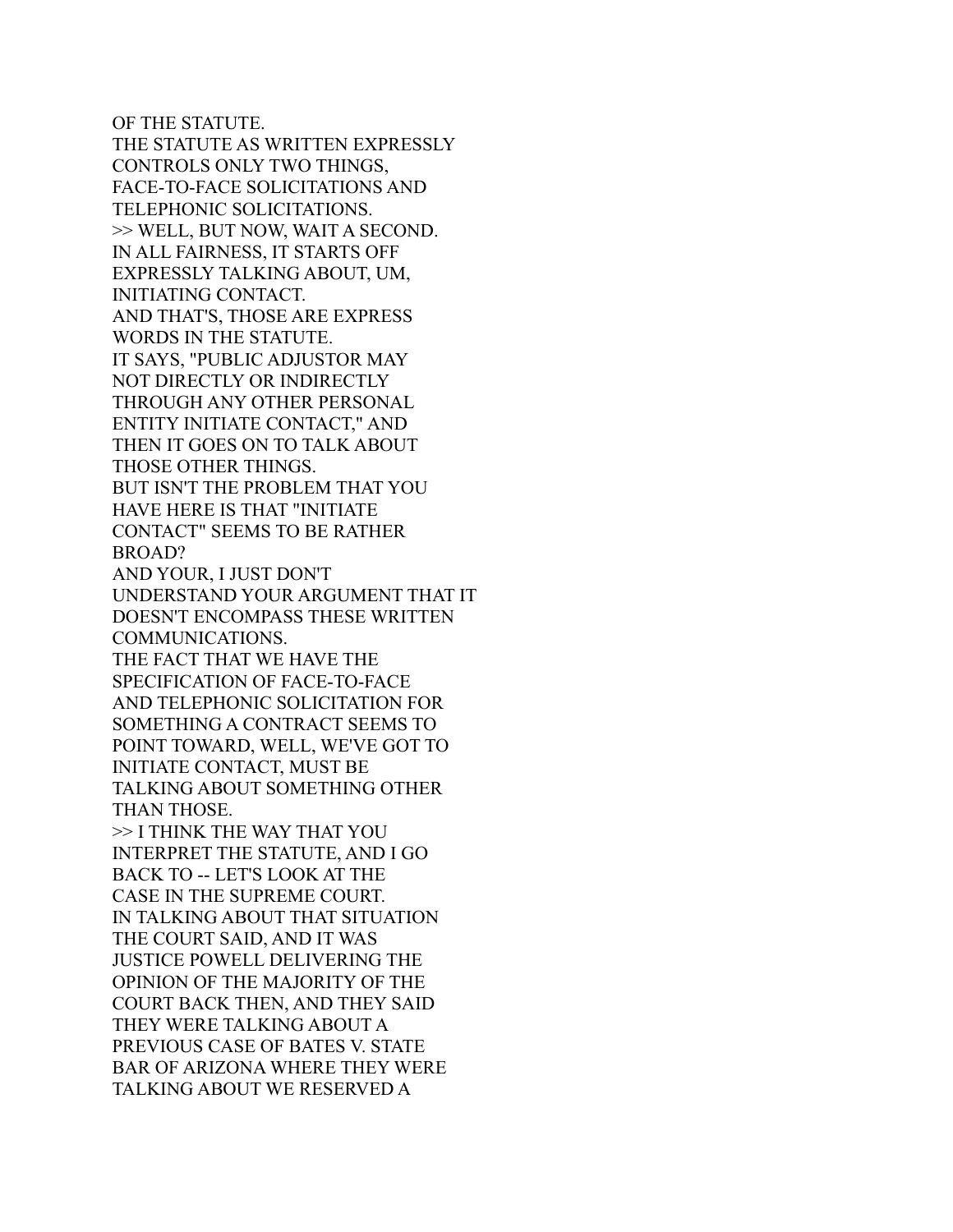OF THE STATUTE.
THE STATUTE AS WRITTEN EXPRESSLY
CONTROLS ONLY TWO THINGS,
FACE-TO-FACE SOLICITATIONS AND
TELEPHONIC SOLICITATIONS.
>> WELL, BUT NOW, WAIT A SECOND.
IN ALL FAIRNESS, IT STARTS OFF
EXPRESSLY TALKING ABOUT, UM,
INITIATING CONTACT.
AND THAT'S, THOSE ARE EXPRESS
WORDS IN THE STATUTE.
IT SAYS, "PUBLIC ADJUSTOR MAY
NOT DIRECTLY OR INDIRECTLY
THROUGH ANY OTHER PERSONAL
ENTITY INITIATE CONTACT," AND
THEN IT GOES ON TO TALK ABOUT
THOSE OTHER THINGS.
BUT ISN'T THE PROBLEM THAT YOU
HAVE HERE IS THAT "INITIATE
CONTACT" SEEMS TO BE RATHER
BROAD?
AND YOUR, I JUST DON'T
UNDERSTAND YOUR ARGUMENT THAT IT
DOESN'T ENCOMPASS THESE WRITTEN
COMMUNICATIONS.
THE FACT THAT WE HAVE THE
SPECIFICATION OF FACE-TO-FACE
AND TELEPHONIC SOLICITATION FOR
SOMETHING A CONTRACT SEEMS TO
POINT TOWARD, WELL, WE'VE GOT TO
INITIATE CONTACT, MUST BE
TALKING ABOUT SOMETHING OTHER
THAN THOSE.
>> I THINK THE WAY THAT YOU
INTERPRET THE STATUTE, AND I GO
BACK TO -- LET'S LOOK AT THE
CASE IN THE SUPREME COURT.
IN TALKING ABOUT THAT SITUATION
THE COURT SAID, AND IT WAS
JUSTICE POWELL DELIVERING THE
OPINION OF THE MAJORITY OF THE
COURT BACK THEN, AND THEY SAID
THEY WERE TALKING ABOUT A
PREVIOUS CASE OF BATES V. STATE
BAR OF ARIZONA WHERE THEY WERE
TALKING ABOUT WE RESERVED A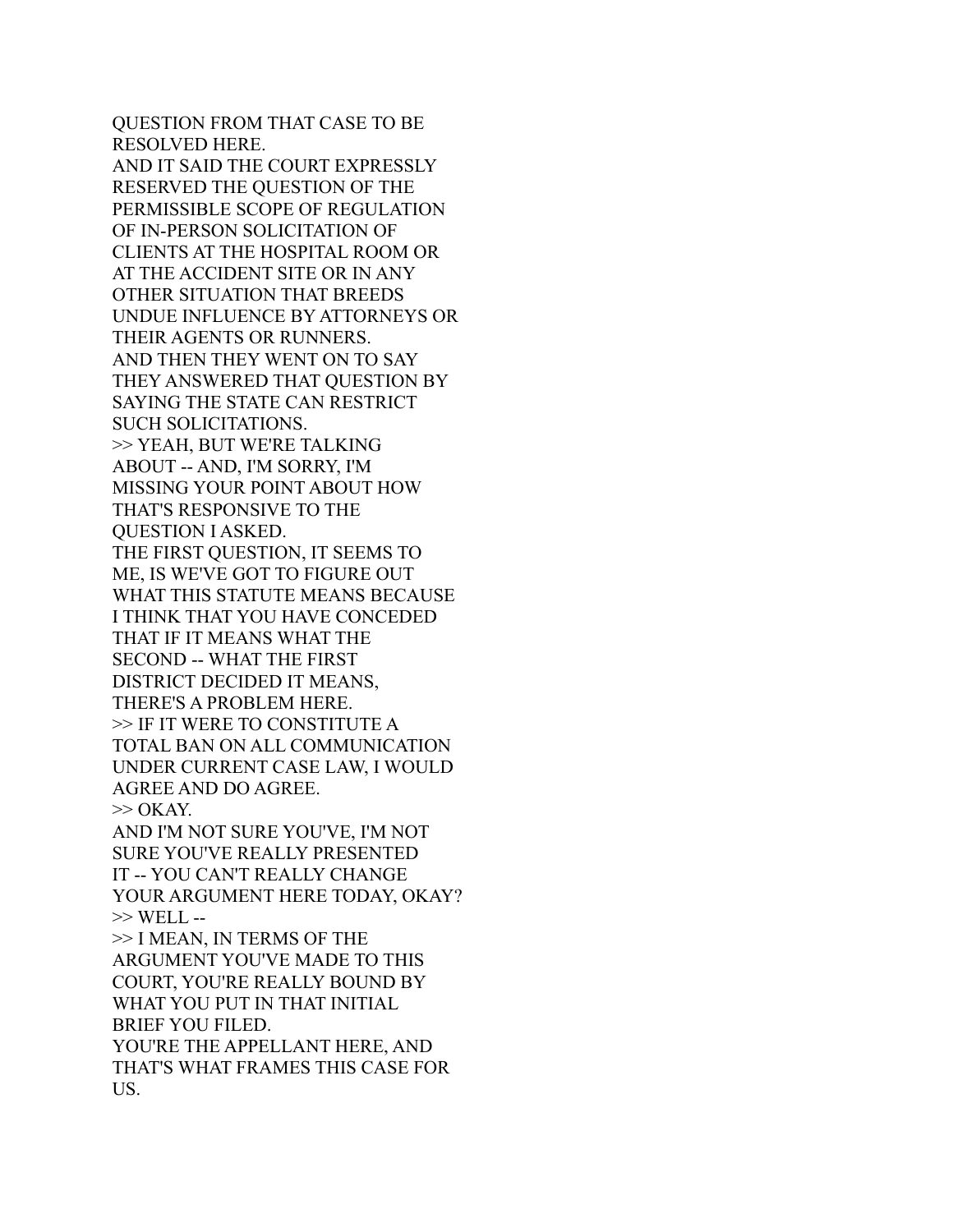QUESTION FROM THAT CASE TO BE RESOLVED HERE.
AND IT SAID THE COURT EXPRESSLY RESERVED THE QUESTION OF THE PERMISSIBLE SCOPE OF REGULATION OF IN-PERSON SOLICITATION OF CLIENTS AT THE HOSPITAL ROOM OR AT THE ACCIDENT SITE OR IN ANY OTHER SITUATION THAT BREEDS UNDUE INFLUENCE BY ATTORNEYS OR THEIR AGENTS OR RUNNERS.
AND THEN THEY WENT ON TO SAY THEY ANSWERED THAT QUESTION BY SAYING THE STATE CAN RESTRICT SUCH SOLICITATIONS.
>> YEAH, BUT WE'RE TALKING ABOUT -- AND, I'M SORRY, I'M MISSING YOUR POINT ABOUT HOW THAT'S RESPONSIVE TO THE QUESTION I ASKED.
THE FIRST QUESTION, IT SEEMS TO ME, IS WE'VE GOT TO FIGURE OUT WHAT THIS STATUTE MEANS BECAUSE I THINK THAT YOU HAVE CONCEDED THAT IF IT MEANS WHAT THE SECOND -- WHAT THE FIRST DISTRICT DECIDED IT MEANS, THERE'S A PROBLEM HERE.
>> IF IT WERE TO CONSTITUTE A TOTAL BAN ON ALL COMMUNICATION UNDER CURRENT CASE LAW, I WOULD AGREE AND DO AGREE.
>> OKAY.
AND I'M NOT SURE YOU'VE, I'M NOT SURE YOU'VE REALLY PRESENTED IT -- YOU CAN'T REALLY CHANGE YOUR ARGUMENT HERE TODAY, OKAY?
>> WELL --
>> I MEAN, IN TERMS OF THE ARGUMENT YOU'VE MADE TO THIS COURT, YOU'RE REALLY BOUND BY WHAT YOU PUT IN THAT INITIAL BRIEF YOU FILED.
YOU'RE THE APPELLANT HERE, AND THAT'S WHAT FRAMES THIS CASE FOR US.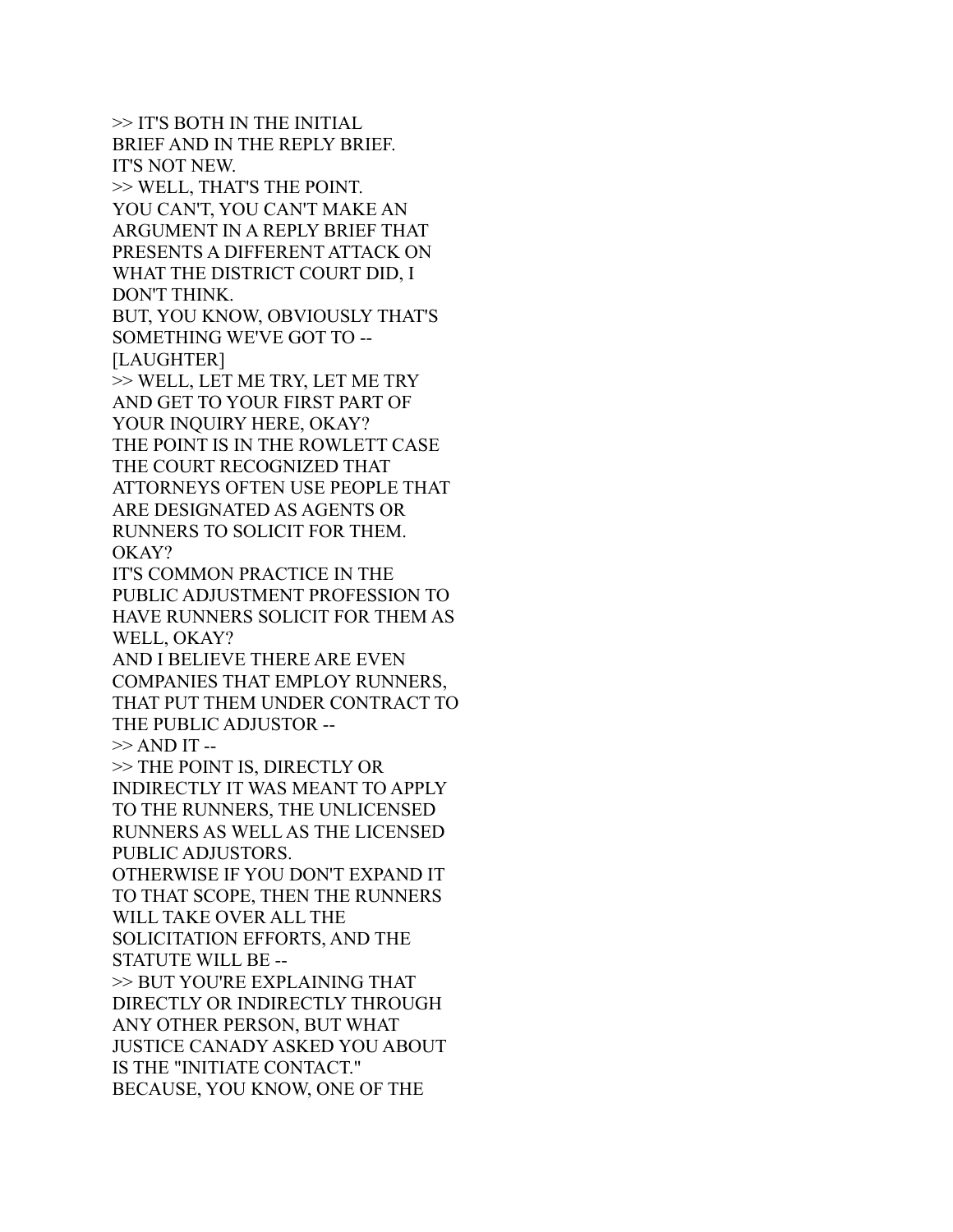>> IT'S BOTH IN THE INITIAL BRIEF AND IN THE REPLY BRIEF.
IT'S NOT NEW.
>> WELL, THAT'S THE POINT.
YOU CAN'T, YOU CAN'T MAKE AN ARGUMENT IN A REPLY BRIEF THAT PRESENTS A DIFFERENT ATTACK ON WHAT THE DISTRICT COURT DID, I DON'T THINK.
BUT, YOU KNOW, OBVIOUSLY THAT'S SOMETHING WE'VE GOT TO --
[LAUGHTER]
>> WELL, LET ME TRY, LET ME TRY AND GET TO YOUR FIRST PART OF YOUR INQUIRY HERE, OKAY?
THE POINT IS IN THE ROWLETT CASE THE COURT RECOGNIZED THAT ATTORNEYS OFTEN USE PEOPLE THAT ARE DESIGNATED AS AGENTS OR RUNNERS TO SOLICIT FOR THEM.
OKAY?
IT'S COMMON PRACTICE IN THE PUBLIC ADJUSTMENT PROFESSION TO HAVE RUNNERS SOLICIT FOR THEM AS WELL, OKAY?
AND I BELIEVE THERE ARE EVEN COMPANIES THAT EMPLOY RUNNERS, THAT PUT THEM UNDER CONTRACT TO THE PUBLIC ADJUSTOR --
>> AND IT --
>> THE POINT IS, DIRECTLY OR INDIRECTLY IT WAS MEANT TO APPLY TO THE RUNNERS, THE UNLICENSED RUNNERS AS WELL AS THE LICENSED PUBLIC ADJUSTORS.
OTHERWISE IF YOU DON'T EXPAND IT TO THAT SCOPE, THEN THE RUNNERS WILL TAKE OVER ALL THE SOLICITATION EFFORTS, AND THE STATUTE WILL BE --
>> BUT YOU'RE EXPLAINING THAT DIRECTLY OR INDIRECTLY THROUGH ANY OTHER PERSON, BUT WHAT JUSTICE CANADY ASKED YOU ABOUT IS THE "INITIATE CONTACT."
BECAUSE, YOU KNOW, ONE OF THE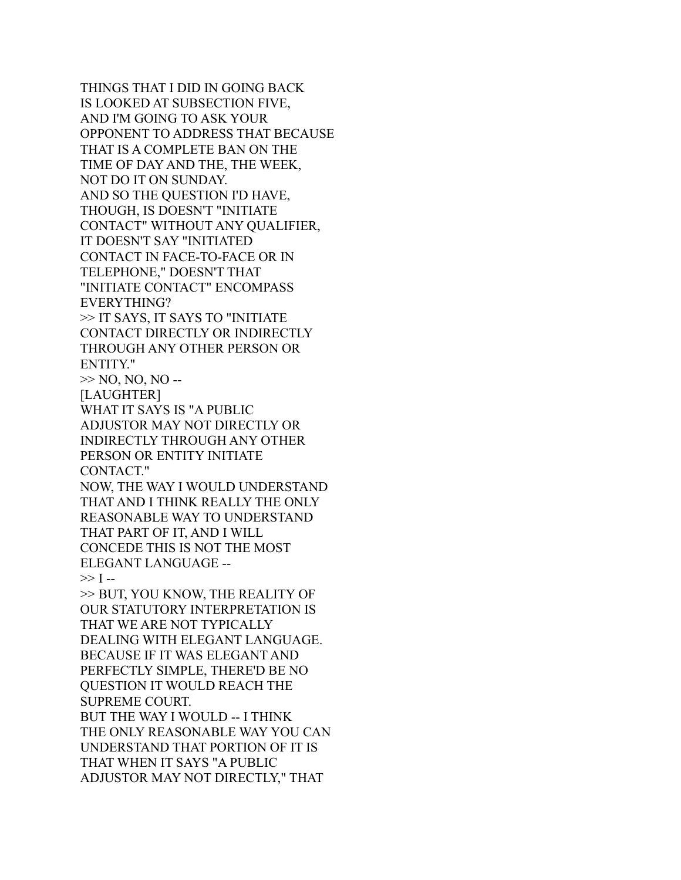THINGS THAT I DID IN GOING BACK
IS LOOKED AT SUBSECTION FIVE,
AND I'M GOING TO ASK YOUR
OPPONENT TO ADDRESS THAT BECAUSE
THAT IS A COMPLETE BAN ON THE
TIME OF DAY AND THE, THE WEEK,
NOT DO IT ON SUNDAY.
AND SO THE QUESTION I'D HAVE,
THOUGH, IS DOESN'T "INITIATE
CONTACT" WITHOUT ANY QUALIFIER,
IT DOESN'T SAY "INITIATED
CONTACT IN FACE-TO-FACE OR IN
TELEPHONE," DOESN'T THAT
"INITIATE CONTACT" ENCOMPASS
EVERYTHING?
>> IT SAYS, IT SAYS TO "INITIATE
CONTACT DIRECTLY OR INDIRECTLY
THROUGH ANY OTHER PERSON OR
ENTITY."
>> NO, NO, NO --
[LAUGHTER]
WHAT IT SAYS IS "A PUBLIC
ADJUSTOR MAY NOT DIRECTLY OR
INDIRECTLY THROUGH ANY OTHER
PERSON OR ENTITY INITIATE
CONTACT."
NOW, THE WAY I WOULD UNDERSTAND
THAT AND I THINK REALLY THE ONLY
REASONABLE WAY TO UNDERSTAND
THAT PART OF IT, AND I WILL
CONCEDE THIS IS NOT THE MOST
ELEGANT LANGUAGE --
>> I --
>> BUT, YOU KNOW, THE REALITY OF
OUR STATUTORY INTERPRETATION IS
THAT WE ARE NOT TYPICALLY
DEALING WITH ELEGANT LANGUAGE.
BECAUSE IF IT WAS ELEGANT AND
PERFECTLY SIMPLE, THERE'D BE NO
QUESTION IT WOULD REACH THE
SUPREME COURT.
BUT THE WAY I WOULD -- I THINK
THE ONLY REASONABLE WAY YOU CAN
UNDERSTAND THAT PORTION OF IT IS
THAT WHEN IT SAYS "A PUBLIC
ADJUSTOR MAY NOT DIRECTLY," THAT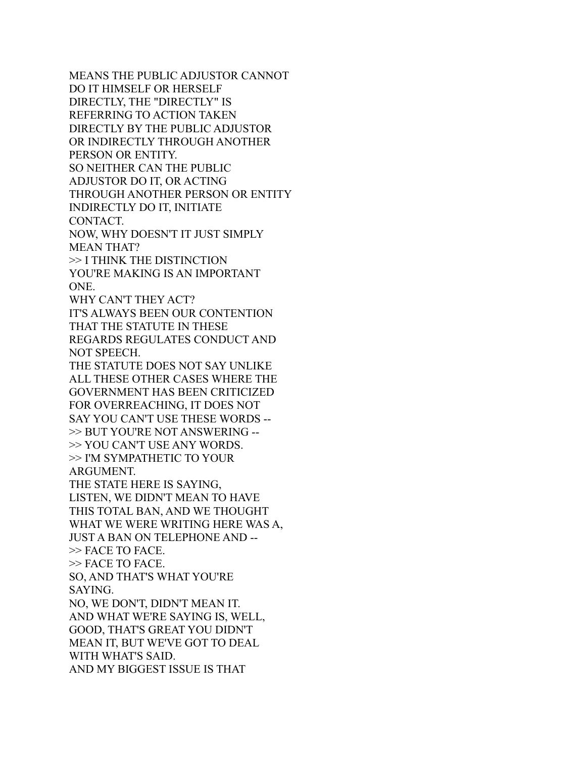MEANS THE PUBLIC ADJUSTOR CANNOT
DO IT HIMSELF OR HERSELF
DIRECTLY, THE "DIRECTLY" IS
REFERRING TO ACTION TAKEN
DIRECTLY BY THE PUBLIC ADJUSTOR
OR INDIRECTLY THROUGH ANOTHER
PERSON OR ENTITY.
SO NEITHER CAN THE PUBLIC
ADJUSTOR DO IT, OR ACTING
THROUGH ANOTHER PERSON OR ENTITY
INDIRECTLY DO IT, INITIATE
CONTACT.
NOW, WHY DOESN'T IT JUST SIMPLY
MEAN THAT?
>> I THINK THE DISTINCTION
YOU'RE MAKING IS AN IMPORTANT
ONE.
WHY CAN'T THEY ACT?
IT'S ALWAYS BEEN OUR CONTENTION
THAT THE STATUTE IN THESE
REGARDS REGULATES CONDUCT AND
NOT SPEECH.
THE STATUTE DOES NOT SAY UNLIKE
ALL THESE OTHER CASES WHERE THE
GOVERNMENT HAS BEEN CRITICIZED
FOR OVERREACHING, IT DOES NOT
SAY YOU CAN'T USE THESE WORDS --
>> BUT YOU'RE NOT ANSWERING --
>> YOU CAN'T USE ANY WORDS.
>> I'M SYMPATHETIC TO YOUR
ARGUMENT.
THE STATE HERE IS SAYING,
LISTEN, WE DIDN'T MEAN TO HAVE
THIS TOTAL BAN, AND WE THOUGHT
WHAT WE WERE WRITING HERE WAS A,
JUST A BAN ON TELEPHONE AND --
>> FACE TO FACE.
>> FACE TO FACE.
SO, AND THAT'S WHAT YOU'RE
SAYING.
NO, WE DON'T, DIDN'T MEAN IT.
AND WHAT WE'RE SAYING IS, WELL,
GOOD, THAT'S GREAT YOU DIDN'T
MEAN IT, BUT WE'VE GOT TO DEAL
WITH WHAT'S SAID.
AND MY BIGGEST ISSUE IS THAT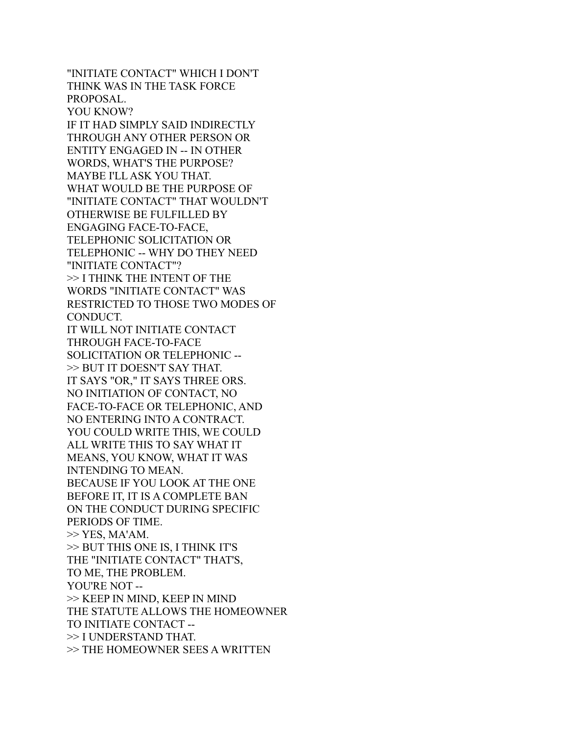"INITIATE CONTACT" WHICH I DON'T
THINK WAS IN THE TASK FORCE
PROPOSAL.
YOU KNOW?
IF IT HAD SIMPLY SAID INDIRECTLY
THROUGH ANY OTHER PERSON OR
ENTITY ENGAGED IN -- IN OTHER
WORDS, WHAT'S THE PURPOSE?
MAYBE I'LL ASK YOU THAT.
WHAT WOULD BE THE PURPOSE OF
"INITIATE CONTACT" THAT WOULDN'T
OTHERWISE BE FULFILLED BY
ENGAGING FACE-TO-FACE,
TELEPHONIC SOLICITATION OR
TELEPHONIC -- WHY DO THEY NEED
"INITIATE CONTACT"?
>> I THINK THE INTENT OF THE
WORDS "INITIATE CONTACT" WAS
RESTRICTED TO THOSE TWO MODES OF
CONDUCT.
IT WILL NOT INITIATE CONTACT
THROUGH FACE-TO-FACE
SOLICITATION OR TELEPHONIC --
>> BUT IT DOESN'T SAY THAT.
IT SAYS "OR," IT SAYS THREE ORS.
NO INITIATION OF CONTACT, NO
FACE-TO-FACE OR TELEPHONIC, AND
NO ENTERING INTO A CONTRACT.
YOU COULD WRITE THIS, WE COULD
ALL WRITE THIS TO SAY WHAT IT
MEANS, YOU KNOW, WHAT IT WAS
INTENDING TO MEAN.
BECAUSE IF YOU LOOK AT THE ONE
BEFORE IT, IT IS A COMPLETE BAN
ON THE CONDUCT DURING SPECIFIC
PERIODS OF TIME.
>> YES, MA'AM.
>> BUT THIS ONE IS, I THINK IT'S
THE "INITIATE CONTACT" THAT'S,
TO ME, THE PROBLEM.
YOU'RE NOT --
>> KEEP IN MIND, KEEP IN MIND
THE STATUTE ALLOWS THE HOMEOWNER
TO INITIATE CONTACT --
>> I UNDERSTAND THAT.
>> THE HOMEOWNER SEES A WRITTEN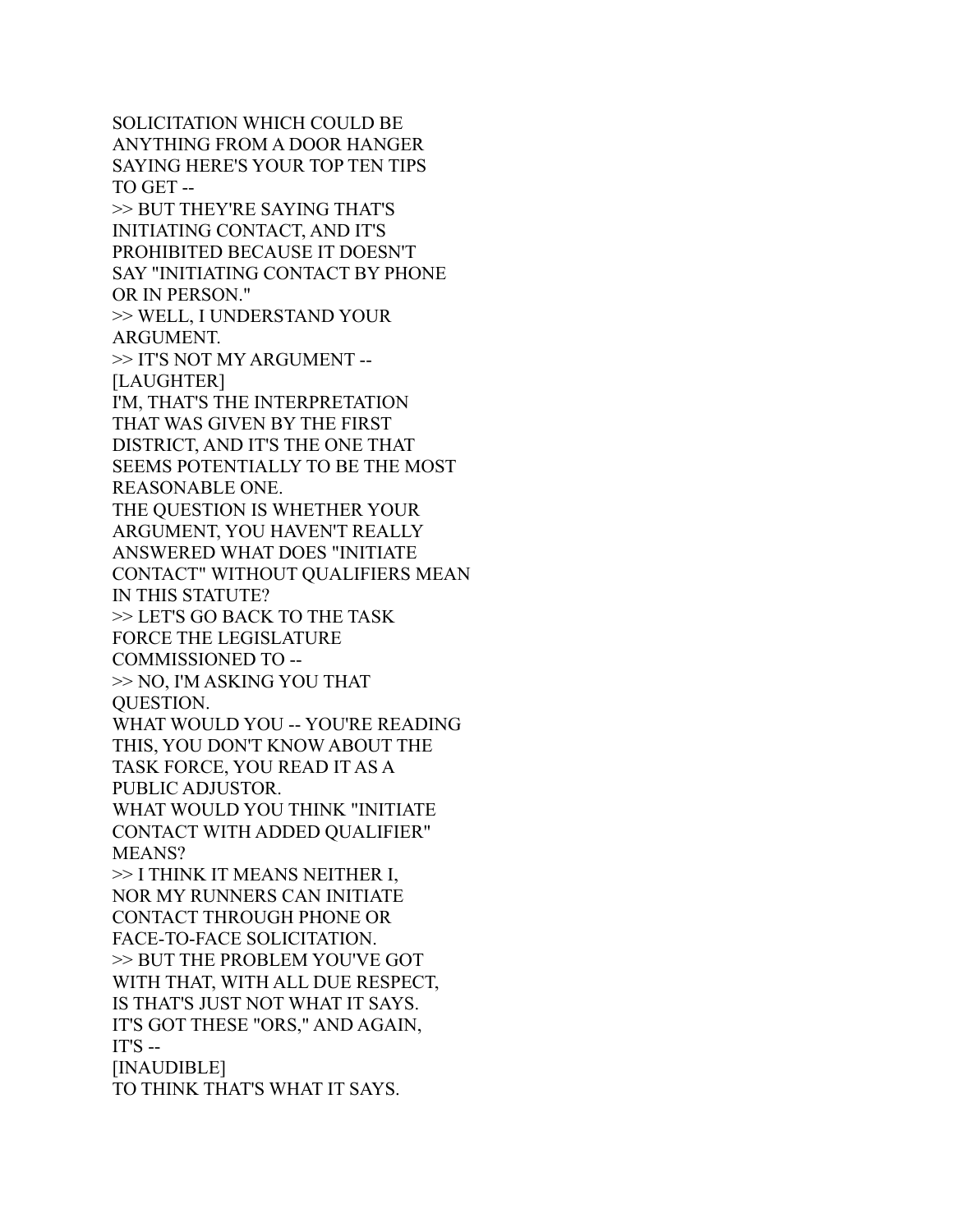SOLICITATION WHICH COULD BE ANYTHING FROM A DOOR HANGER SAYING HERE'S YOUR TOP TEN TIPS TO GET --

>> BUT THEY'RE SAYING THAT'S INITIATING CONTACT, AND IT'S PROHIBITED BECAUSE IT DOESN'T SAY "INITIATING CONTACT BY PHONE OR IN PERSON."

>> WELL, I UNDERSTAND YOUR ARGUMENT.

>> IT'S NOT MY ARGUMENT -- [LAUGHTER]
I'M, THAT'S THE INTERPRETATION THAT WAS GIVEN BY THE FIRST DISTRICT, AND IT'S THE ONE THAT SEEMS POTENTIALLY TO BE THE MOST REASONABLE ONE.
THE QUESTION IS WHETHER YOUR ARGUMENT, YOU HAVEN'T REALLY ANSWERED WHAT DOES "INITIATE CONTACT" WITHOUT QUALIFIERS MEAN IN THIS STATUTE?

>> LET'S GO BACK TO THE TASK FORCE THE LEGISLATURE COMMISSIONED TO --

>> NO, I'M ASKING YOU THAT QUESTION.
WHAT WOULD YOU -- YOU'RE READING THIS, YOU DON'T KNOW ABOUT THE TASK FORCE, YOU READ IT AS A PUBLIC ADJUSTOR.
WHAT WOULD YOU THINK "INITIATE CONTACT WITH ADDED QUALIFIER" MEANS?

>> I THINK IT MEANS NEITHER I, NOR MY RUNNERS CAN INITIATE CONTACT THROUGH PHONE OR FACE-TO-FACE SOLICITATION.

>> BUT THE PROBLEM YOU'VE GOT WITH THAT, WITH ALL DUE RESPECT, IS THAT'S JUST NOT WHAT IT SAYS.
IT'S GOT THESE "ORS," AND AGAIN, IT'S --
[INAUDIBLE]
TO THINK THAT'S WHAT IT SAYS.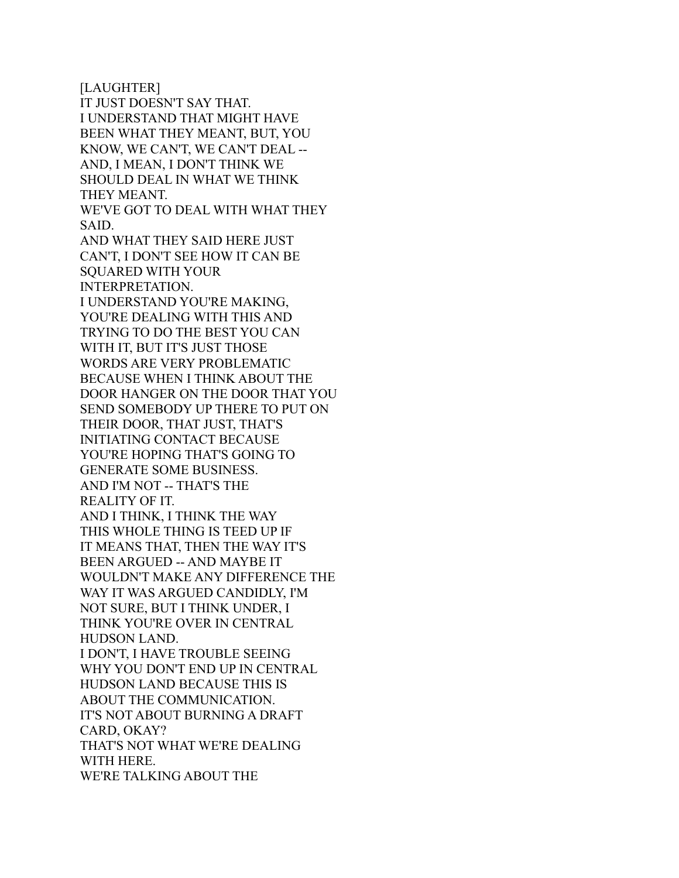[LAUGHTER]
IT JUST DOESN'T SAY THAT.
I UNDERSTAND THAT MIGHT HAVE
BEEN WHAT THEY MEANT, BUT, YOU
KNOW, WE CAN'T, WE CAN'T DEAL --
AND, I MEAN, I DON'T THINK WE
SHOULD DEAL IN WHAT WE THINK
THEY MEANT.
WE'VE GOT TO DEAL WITH WHAT THEY
SAID.
AND WHAT THEY SAID HERE JUST
CAN'T, I DON'T SEE HOW IT CAN BE
SQUARED WITH YOUR
INTERPRETATION.
I UNDERSTAND YOU'RE MAKING,
YOU'RE DEALING WITH THIS AND
TRYING TO DO THE BEST YOU CAN
WITH IT, BUT IT'S JUST THOSE
WORDS ARE VERY PROBLEMATIC
BECAUSE WHEN I THINK ABOUT THE
DOOR HANGER ON THE DOOR THAT YOU
SEND SOMEBODY UP THERE TO PUT ON
THEIR DOOR, THAT JUST, THAT'S
INITIATING CONTACT BECAUSE
YOU'RE HOPING THAT'S GOING TO
GENERATE SOME BUSINESS.
AND I'M NOT -- THAT'S THE
REALITY OF IT.
AND I THINK, I THINK THE WAY
THIS WHOLE THING IS TEED UP IF
IT MEANS THAT, THEN THE WAY IT'S
BEEN ARGUED -- AND MAYBE IT
WOULDN'T MAKE ANY DIFFERENCE THE
WAY IT WAS ARGUED CANDIDLY, I'M
NOT SURE, BUT I THINK UNDER, I
THINK YOU'RE OVER IN CENTRAL
HUDSON LAND.
I DON'T, I HAVE TROUBLE SEEING
WHY YOU DON'T END UP IN CENTRAL
HUDSON LAND BECAUSE THIS IS
ABOUT THE COMMUNICATION.
IT'S NOT ABOUT BURNING A DRAFT
CARD, OKAY?
THAT'S NOT WHAT WE'RE DEALING
WITH HERE.
WE'RE TALKING ABOUT THE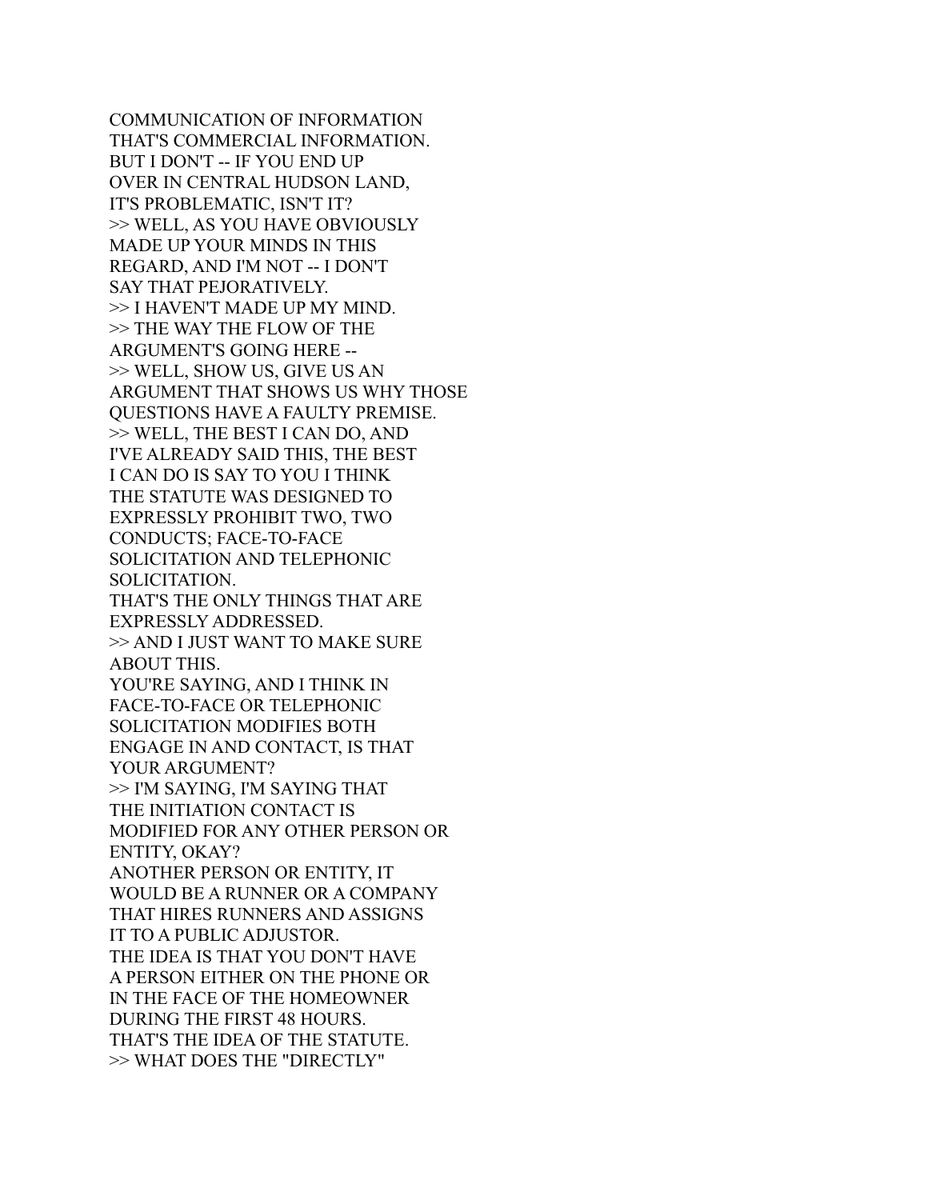COMMUNICATION OF INFORMATION
THAT'S COMMERCIAL INFORMATION.
BUT I DON'T -- IF YOU END UP
OVER IN CENTRAL HUDSON LAND,
IT'S PROBLEMATIC, ISN'T IT?
>> WELL, AS YOU HAVE OBVIOUSLY
MADE UP YOUR MINDS IN THIS
REGARD, AND I'M NOT -- I DON'T
SAY THAT PEJORATIVELY.
>> I HAVEN'T MADE UP MY MIND.
>> THE WAY THE FLOW OF THE
ARGUMENT'S GOING HERE --
>> WELL, SHOW US, GIVE US AN
ARGUMENT THAT SHOWS US WHY THOSE
QUESTIONS HAVE A FAULTY PREMISE.
>> WELL, THE BEST I CAN DO, AND
I'VE ALREADY SAID THIS, THE BEST
I CAN DO IS SAY TO YOU I THINK
THE STATUTE WAS DESIGNED TO
EXPRESSLY PROHIBIT TWO, TWO
CONDUCTS; FACE-TO-FACE
SOLICITATION AND TELEPHONIC
SOLICITATION.
THAT'S THE ONLY THINGS THAT ARE
EXPRESSLY ADDRESSED.
>> AND I JUST WANT TO MAKE SURE
ABOUT THIS.
YOU'RE SAYING, AND I THINK IN
FACE-TO-FACE OR TELEPHONIC
SOLICITATION MODIFIES BOTH
ENGAGE IN AND CONTACT, IS THAT
YOUR ARGUMENT?
>> I'M SAYING, I'M SAYING THAT
THE INITIATION CONTACT IS
MODIFIED FOR ANY OTHER PERSON OR
ENTITY, OKAY?
ANOTHER PERSON OR ENTITY, IT
WOULD BE A RUNNER OR A COMPANY
THAT HIRES RUNNERS AND ASSIGNS
IT TO A PUBLIC ADJUSTOR.
THE IDEA IS THAT YOU DON'T HAVE
A PERSON EITHER ON THE PHONE OR
IN THE FACE OF THE HOMEOWNER
DURING THE FIRST 48 HOURS.
THAT'S THE IDEA OF THE STATUTE.
>> WHAT DOES THE "DIRECTLY"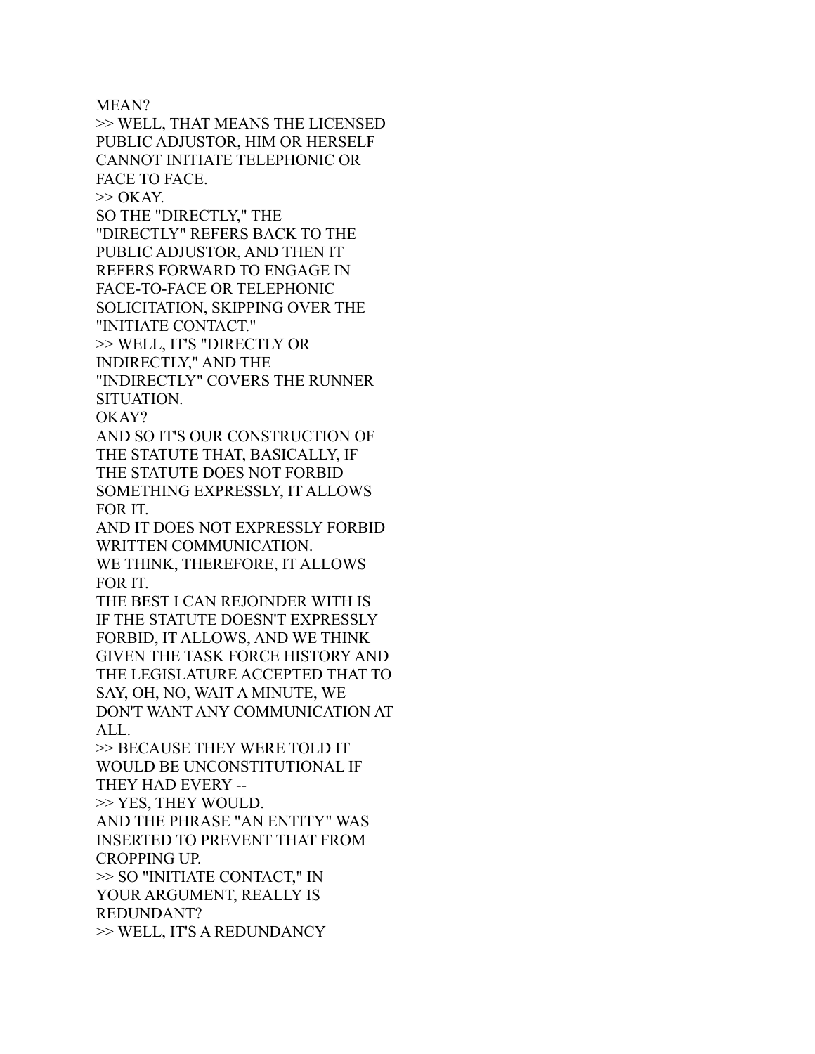MEAN?
>> WELL, THAT MEANS THE LICENSED PUBLIC ADJUSTOR, HIM OR HERSELF CANNOT INITIATE TELEPHONIC OR FACE TO FACE.
>> OKAY.
SO THE "DIRECTLY," THE "DIRECTLY" REFERS BACK TO THE PUBLIC ADJUSTOR, AND THEN IT REFERS FORWARD TO ENGAGE IN FACE-TO-FACE OR TELEPHONIC SOLICITATION, SKIPPING OVER THE "INITIATE CONTACT."
>> WELL, IT'S "DIRECTLY OR INDIRECTLY," AND THE "INDIRECTLY" COVERS THE RUNNER SITUATION.
OKAY?
AND SO IT'S OUR CONSTRUCTION OF THE STATUTE THAT, BASICALLY, IF THE STATUTE DOES NOT FORBID SOMETHING EXPRESSLY, IT ALLOWS FOR IT.
AND IT DOES NOT EXPRESSLY FORBID WRITTEN COMMUNICATION.
WE THINK, THEREFORE, IT ALLOWS FOR IT.
THE BEST I CAN REJOINDER WITH IS IF THE STATUTE DOESN'T EXPRESSLY FORBID, IT ALLOWS, AND WE THINK GIVEN THE TASK FORCE HISTORY AND THE LEGISLATURE ACCEPTED THAT TO SAY, OH, NO, WAIT A MINUTE, WE DON'T WANT ANY COMMUNICATION AT ALL.
>> BECAUSE THEY WERE TOLD IT WOULD BE UNCONSTITUTIONAL IF THEY HAD EVERY --
>> YES, THEY WOULD.
AND THE PHRASE "AN ENTITY" WAS INSERTED TO PREVENT THAT FROM CROPPING UP.
>> SO "INITIATE CONTACT," IN YOUR ARGUMENT, REALLY IS REDUNDANT?
>> WELL, IT'S A REDUNDANCY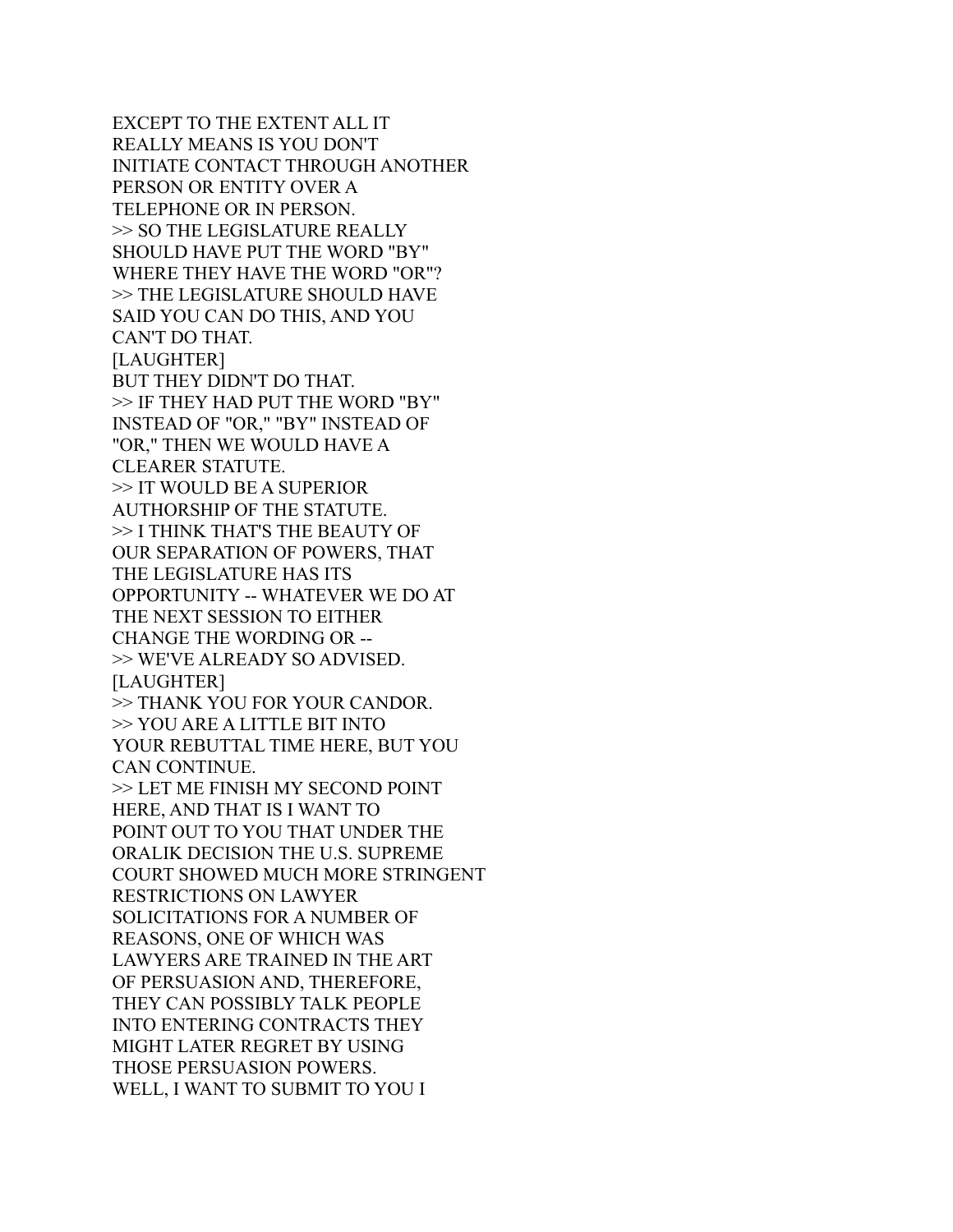EXCEPT TO THE EXTENT ALL IT
REALLY MEANS IS YOU DON'T
INITIATE CONTACT THROUGH ANOTHER
PERSON OR ENTITY OVER A
TELEPHONE OR IN PERSON.
>> SO THE LEGISLATURE REALLY
SHOULD HAVE PUT THE WORD "BY"
WHERE THEY HAVE THE WORD "OR"?
>> THE LEGISLATURE SHOULD HAVE
SAID YOU CAN DO THIS, AND YOU
CAN'T DO THAT.
[LAUGHTER]
BUT THEY DIDN'T DO THAT.
>> IF THEY HAD PUT THE WORD "BY"
INSTEAD OF "OR," "BY" INSTEAD OF
"OR," THEN WE WOULD HAVE A
CLEARER STATUTE.
>> IT WOULD BE A SUPERIOR
AUTHORSHIP OF THE STATUTE.
>> I THINK THAT'S THE BEAUTY OF
OUR SEPARATION OF POWERS, THAT
THE LEGISLATURE HAS ITS
OPPORTUNITY -- WHATEVER WE DO AT
THE NEXT SESSION TO EITHER
CHANGE THE WORDING OR --
>> WE'VE ALREADY SO ADVISED.
[LAUGHTER]
>> THANK YOU FOR YOUR CANDOR.
>> YOU ARE A LITTLE BIT INTO
YOUR REBUTTAL TIME HERE, BUT YOU
CAN CONTINUE.
>> LET ME FINISH MY SECOND POINT
HERE, AND THAT IS I WANT TO
POINT OUT TO YOU THAT UNDER THE
ORALIK DECISION THE U.S. SUPREME
COURT SHOWED MUCH MORE STRINGENT
RESTRICTIONS ON LAWYER
SOLICITATIONS FOR A NUMBER OF
REASONS, ONE OF WHICH WAS
LAWYERS ARE TRAINED IN THE ART
OF PERSUASION AND, THEREFORE,
THEY CAN POSSIBLY TALK PEOPLE
INTO ENTERING CONTRACTS THEY
MIGHT LATER REGRET BY USING
THOSE PERSUASION POWERS.
WELL, I WANT TO SUBMIT TO YOU I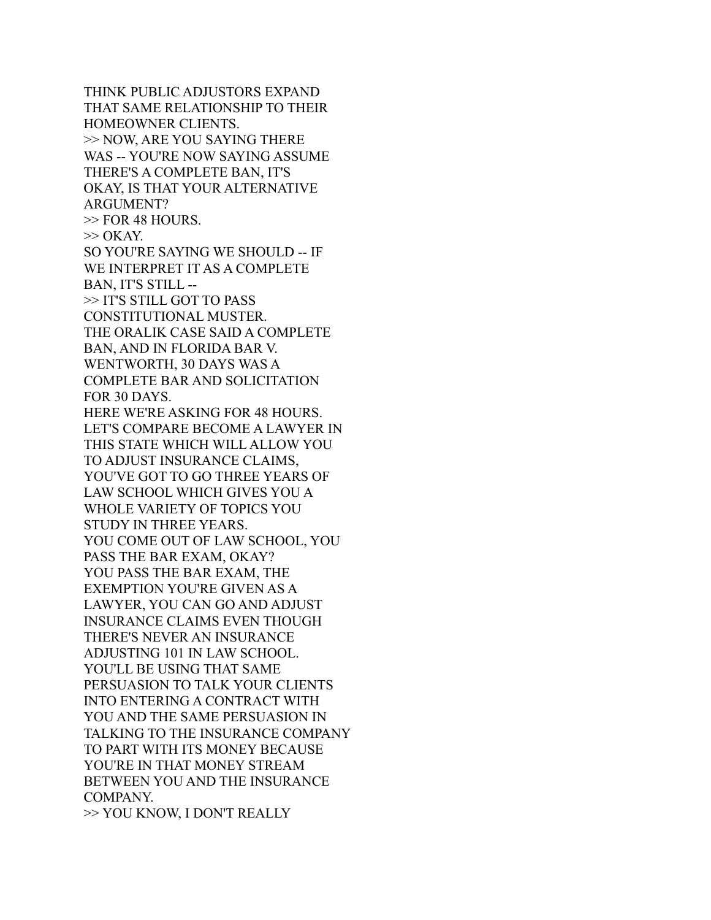THINK PUBLIC ADJUSTORS EXPAND
THAT SAME RELATIONSHIP TO THEIR
HOMEOWNER CLIENTS.
>> NOW, ARE YOU SAYING THERE
WAS -- YOU'RE NOW SAYING ASSUME
THERE'S A COMPLETE BAN, IT'S
OKAY, IS THAT YOUR ALTERNATIVE
ARGUMENT?
>> FOR 48 HOURS.
>> OKAY.
SO YOU'RE SAYING WE SHOULD -- IF
WE INTERPRET IT AS A COMPLETE
BAN, IT'S STILL --
>> IT'S STILL GOT TO PASS
CONSTITUTIONAL MUSTER.
THE ORALIK CASE SAID A COMPLETE
BAN, AND IN FLORIDA BAR V.
WENTWORTH, 30 DAYS WAS A
COMPLETE BAR AND SOLICITATION
FOR 30 DAYS.
HERE WE'RE ASKING FOR 48 HOURS.
LET'S COMPARE BECOME A LAWYER IN
THIS STATE WHICH WILL ALLOW YOU
TO ADJUST INSURANCE CLAIMS,
YOU'VE GOT TO GO THREE YEARS OF
LAW SCHOOL WHICH GIVES YOU A
WHOLE VARIETY OF TOPICS YOU
STUDY IN THREE YEARS.
YOU COME OUT OF LAW SCHOOL, YOU
PASS THE BAR EXAM, OKAY?
YOU PASS THE BAR EXAM, THE
EXEMPTION YOU'RE GIVEN AS A
LAWYER, YOU CAN GO AND ADJUST
INSURANCE CLAIMS EVEN THOUGH
THERE'S NEVER AN INSURANCE
ADJUSTING 101 IN LAW SCHOOL.
YOU'LL BE USING THAT SAME
PERSUASION TO TALK YOUR CLIENTS
INTO ENTERING A CONTRACT WITH
YOU AND THE SAME PERSUASION IN
TALKING TO THE INSURANCE COMPANY
TO PART WITH ITS MONEY BECAUSE
YOU'RE IN THAT MONEY STREAM
BETWEEN YOU AND THE INSURANCE
COMPANY.
>> YOU KNOW, I DON'T REALLY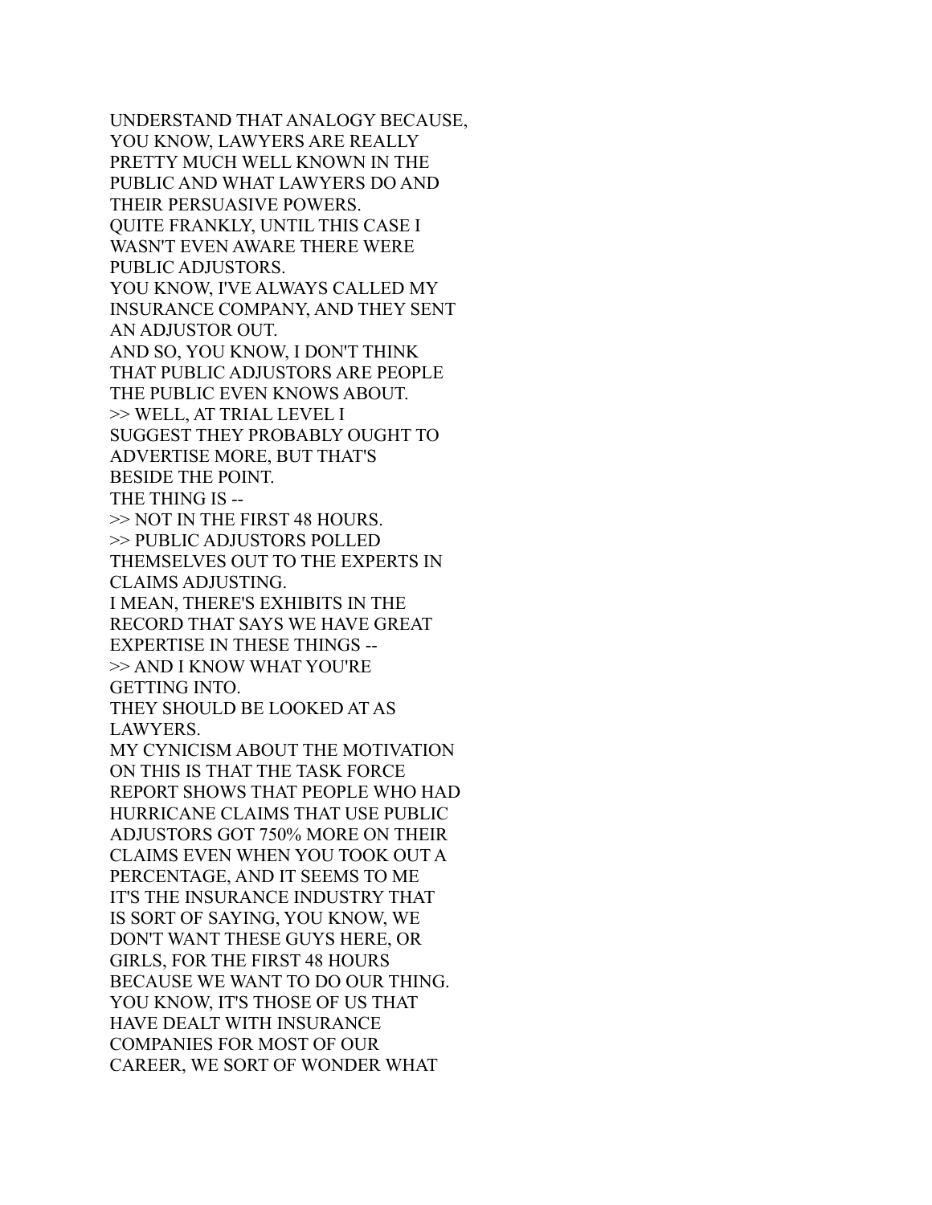UNDERSTAND THAT ANALOGY BECAUSE, YOU KNOW, LAWYERS ARE REALLY PRETTY MUCH WELL KNOWN IN THE PUBLIC AND WHAT LAWYERS DO AND THEIR PERSUASIVE POWERS.
QUITE FRANKLY, UNTIL THIS CASE I WASN'T EVEN AWARE THERE WERE PUBLIC ADJUSTORS.
YOU KNOW, I'VE ALWAYS CALLED MY INSURANCE COMPANY, AND THEY SENT AN ADJUSTOR OUT.
AND SO, YOU KNOW, I DON'T THINK THAT PUBLIC ADJUSTORS ARE PEOPLE THE PUBLIC EVEN KNOWS ABOUT.
>> WELL, AT TRIAL LEVEL I SUGGEST THEY PROBABLY OUGHT TO ADVERTISE MORE, BUT THAT'S BESIDE THE POINT.
THE THING IS --
>> NOT IN THE FIRST 48 HOURS.
>> PUBLIC ADJUSTORS POLLED THEMSELVES OUT TO THE EXPERTS IN CLAIMS ADJUSTING.
I MEAN, THERE'S EXHIBITS IN THE RECORD THAT SAYS WE HAVE GREAT EXPERTISE IN THESE THINGS --
>> AND I KNOW WHAT YOU'RE GETTING INTO.
THEY SHOULD BE LOOKED AT AS LAWYERS.
MY CYNICISM ABOUT THE MOTIVATION ON THIS IS THAT THE TASK FORCE REPORT SHOWS THAT PEOPLE WHO HAD HURRICANE CLAIMS THAT USE PUBLIC ADJUSTORS GOT 750% MORE ON THEIR CLAIMS EVEN WHEN YOU TOOK OUT A PERCENTAGE, AND IT SEEMS TO ME IT'S THE INSURANCE INDUSTRY THAT IS SORT OF SAYING, YOU KNOW, WE DON'T WANT THESE GUYS HERE, OR GIRLS, FOR THE FIRST 48 HOURS BECAUSE WE WANT TO DO OUR THING.
YOU KNOW, IT'S THOSE OF US THAT HAVE DEALT WITH INSURANCE COMPANIES FOR MOST OF OUR CAREER, WE SORT OF WONDER WHAT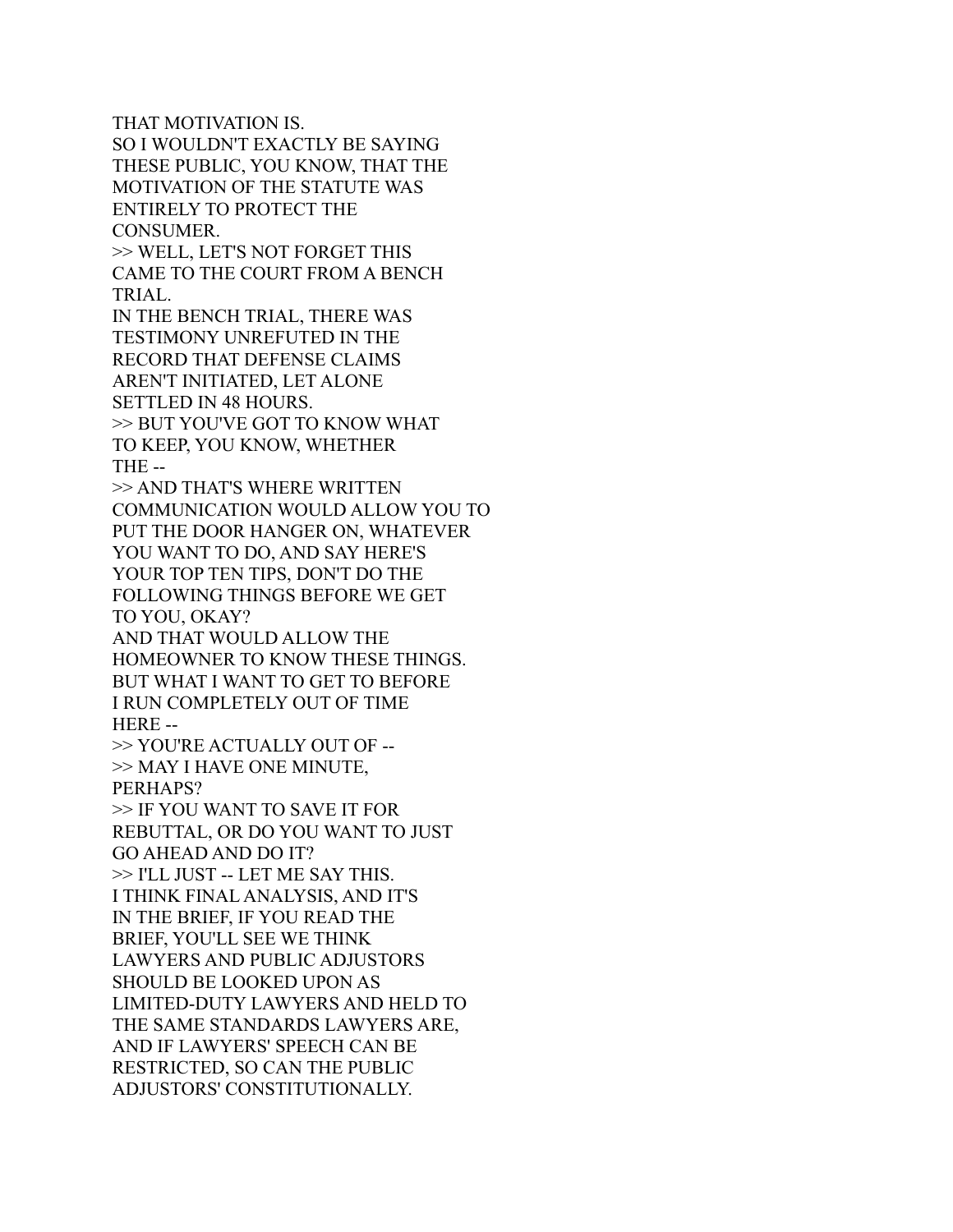THAT MOTIVATION IS.
SO I WOULDN'T EXACTLY BE SAYING
THESE PUBLIC, YOU KNOW, THAT THE
MOTIVATION OF THE STATUTE WAS
ENTIRELY TO PROTECT THE
CONSUMER.
>> WELL, LET'S NOT FORGET THIS
CAME TO THE COURT FROM A BENCH
TRIAL.
IN THE BENCH TRIAL, THERE WAS
TESTIMONY UNREFUTED IN THE
RECORD THAT DEFENSE CLAIMS
AREN'T INITIATED, LET ALONE
SETTLED IN 48 HOURS.
>> BUT YOU'VE GOT TO KNOW WHAT
TO KEEP, YOU KNOW, WHETHER
THE --
>> AND THAT'S WHERE WRITTEN
COMMUNICATION WOULD ALLOW YOU TO
PUT THE DOOR HANGER ON, WHATEVER
YOU WANT TO DO, AND SAY HERE'S
YOUR TOP TEN TIPS, DON'T DO THE
FOLLOWING THINGS BEFORE WE GET
TO YOU, OKAY?
AND THAT WOULD ALLOW THE
HOMEOWNER TO KNOW THESE THINGS.
BUT WHAT I WANT TO GET TO BEFORE
I RUN COMPLETELY OUT OF TIME
HERE --
>> YOU'RE ACTUALLY OUT OF --
>> MAY I HAVE ONE MINUTE,
PERHAPS?
>> IF YOU WANT TO SAVE IT FOR
REBUTTAL, OR DO YOU WANT TO JUST
GO AHEAD AND DO IT?
>> I'LL JUST -- LET ME SAY THIS.
I THINK FINAL ANALYSIS, AND IT'S
IN THE BRIEF, IF YOU READ THE
BRIEF, YOU'LL SEE WE THINK
LAWYERS AND PUBLIC ADJUSTORS
SHOULD BE LOOKED UPON AS
LIMITED-DUTY LAWYERS AND HELD TO
THE SAME STANDARDS LAWYERS ARE,
AND IF LAWYERS' SPEECH CAN BE
RESTRICTED, SO CAN THE PUBLIC
ADJUSTORS' CONSTITUTIONALLY.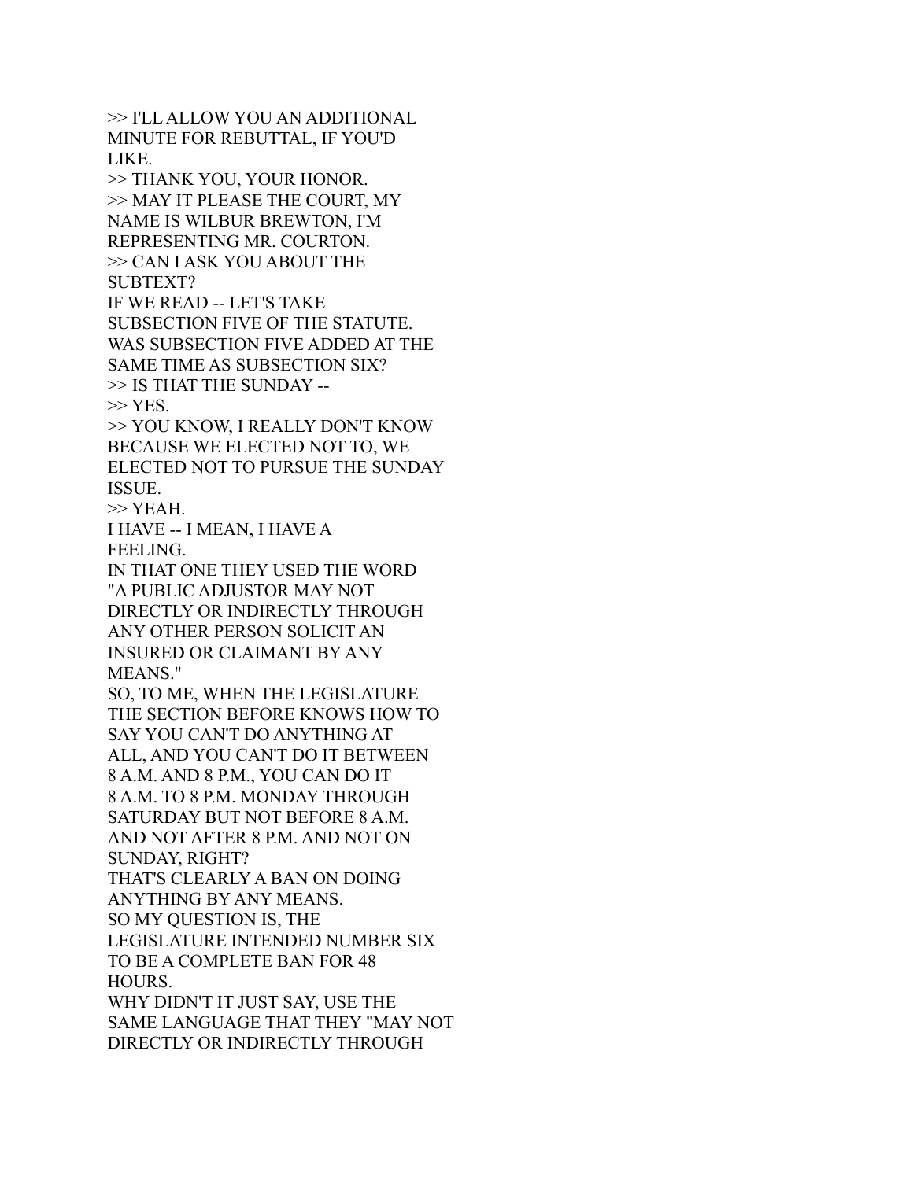>> I'LL ALLOW YOU AN ADDITIONAL MINUTE FOR REBUTTAL, IF YOU'D LIKE.
>> THANK YOU, YOUR HONOR.
>> MAY IT PLEASE THE COURT, MY NAME IS WILBUR BREWTON, I'M REPRESENTING MR. COURTON.
>> CAN I ASK YOU ABOUT THE SUBTEXT?
IF WE READ -- LET'S TAKE SUBSECTION FIVE OF THE STATUTE.
WAS SUBSECTION FIVE ADDED AT THE SAME TIME AS SUBSECTION SIX?
>> IS THAT THE SUNDAY --
>> YES.
>> YOU KNOW, I REALLY DON'T KNOW BECAUSE WE ELECTED NOT TO, WE ELECTED NOT TO PURSUE THE SUNDAY ISSUE.
>> YEAH.
I HAVE -- I MEAN, I HAVE A FEELING.
IN THAT ONE THEY USED THE WORD "A PUBLIC ADJUSTOR MAY NOT DIRECTLY OR INDIRECTLY THROUGH ANY OTHER PERSON SOLICIT AN INSURED OR CLAIMANT BY ANY MEANS."
SO, TO ME, WHEN THE LEGISLATURE THE SECTION BEFORE KNOWS HOW TO SAY YOU CAN'T DO ANYTHING AT ALL, AND YOU CAN'T DO IT BETWEEN 8 A.M. AND 8 P.M., YOU CAN DO IT 8 A.M. TO 8 P.M. MONDAY THROUGH SATURDAY BUT NOT BEFORE 8 A.M. AND NOT AFTER 8 P.M. AND NOT ON SUNDAY, RIGHT?
THAT'S CLEARLY A BAN ON DOING ANYTHING BY ANY MEANS.
SO MY QUESTION IS, THE LEGISLATURE INTENDED NUMBER SIX TO BE A COMPLETE BAN FOR 48 HOURS.
WHY DIDN'T IT JUST SAY, USE THE SAME LANGUAGE THAT THEY "MAY NOT DIRECTLY OR INDIRECTLY THROUGH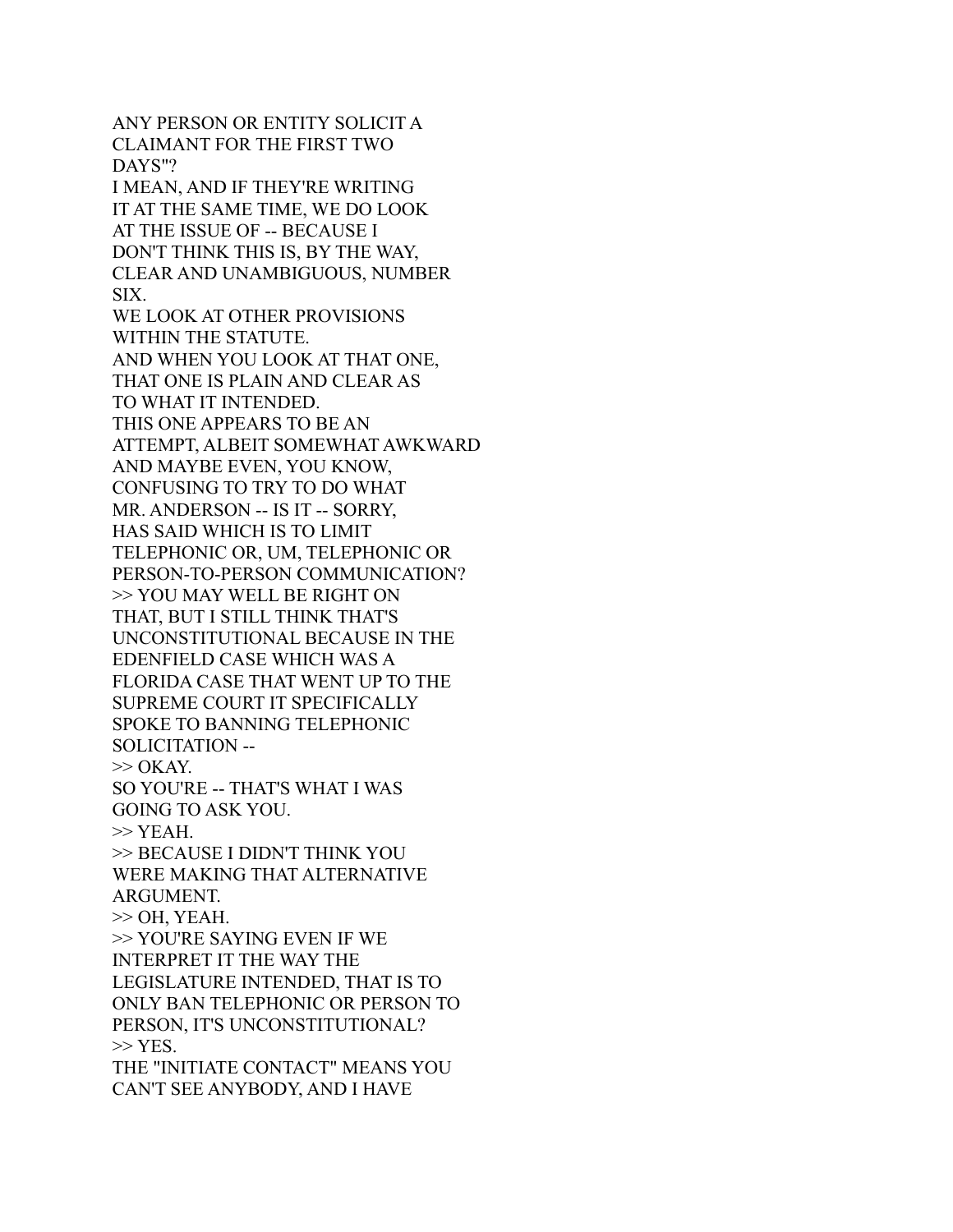ANY PERSON OR ENTITY SOLICIT A CLAIMANT FOR THE FIRST TWO DAYS"?
I MEAN, AND IF THEY'RE WRITING IT AT THE SAME TIME, WE DO LOOK AT THE ISSUE OF -- BECAUSE I DON'T THINK THIS IS, BY THE WAY, CLEAR AND UNAMBIGUOUS, NUMBER SIX.
WE LOOK AT OTHER PROVISIONS WITHIN THE STATUTE.
AND WHEN YOU LOOK AT THAT ONE, THAT ONE IS PLAIN AND CLEAR AS TO WHAT IT INTENDED.
THIS ONE APPEARS TO BE AN ATTEMPT, ALBEIT SOMEWHAT AWKWARD AND MAYBE EVEN, YOU KNOW, CONFUSING TO TRY TO DO WHAT MR. ANDERSON -- IS IT -- SORRY, HAS SAID WHICH IS TO LIMIT TELEPHONIC OR, UM, TELEPHONIC OR PERSON-TO-PERSON COMMUNICATION?
>> YOU MAY WELL BE RIGHT ON THAT, BUT I STILL THINK THAT'S UNCONSTITUTIONAL BECAUSE IN THE EDENFIELD CASE WHICH WAS A FLORIDA CASE THAT WENT UP TO THE SUPREME COURT IT SPECIFICALLY SPOKE TO BANNING TELEPHONIC SOLICITATION --
>> OKAY.
SO YOU'RE -- THAT'S WHAT I WAS GOING TO ASK YOU.
>> YEAH.
>> BECAUSE I DIDN'T THINK YOU WERE MAKING THAT ALTERNATIVE ARGUMENT.
>> OH, YEAH.
>> YOU'RE SAYING EVEN IF WE INTERPRET IT THE WAY THE LEGISLATURE INTENDED, THAT IS TO ONLY BAN TELEPHONIC OR PERSON TO PERSON, IT'S UNCONSTITUTIONAL?
>> YES.
THE "INITIATE CONTACT" MEANS YOU CAN'T SEE ANYBODY, AND I HAVE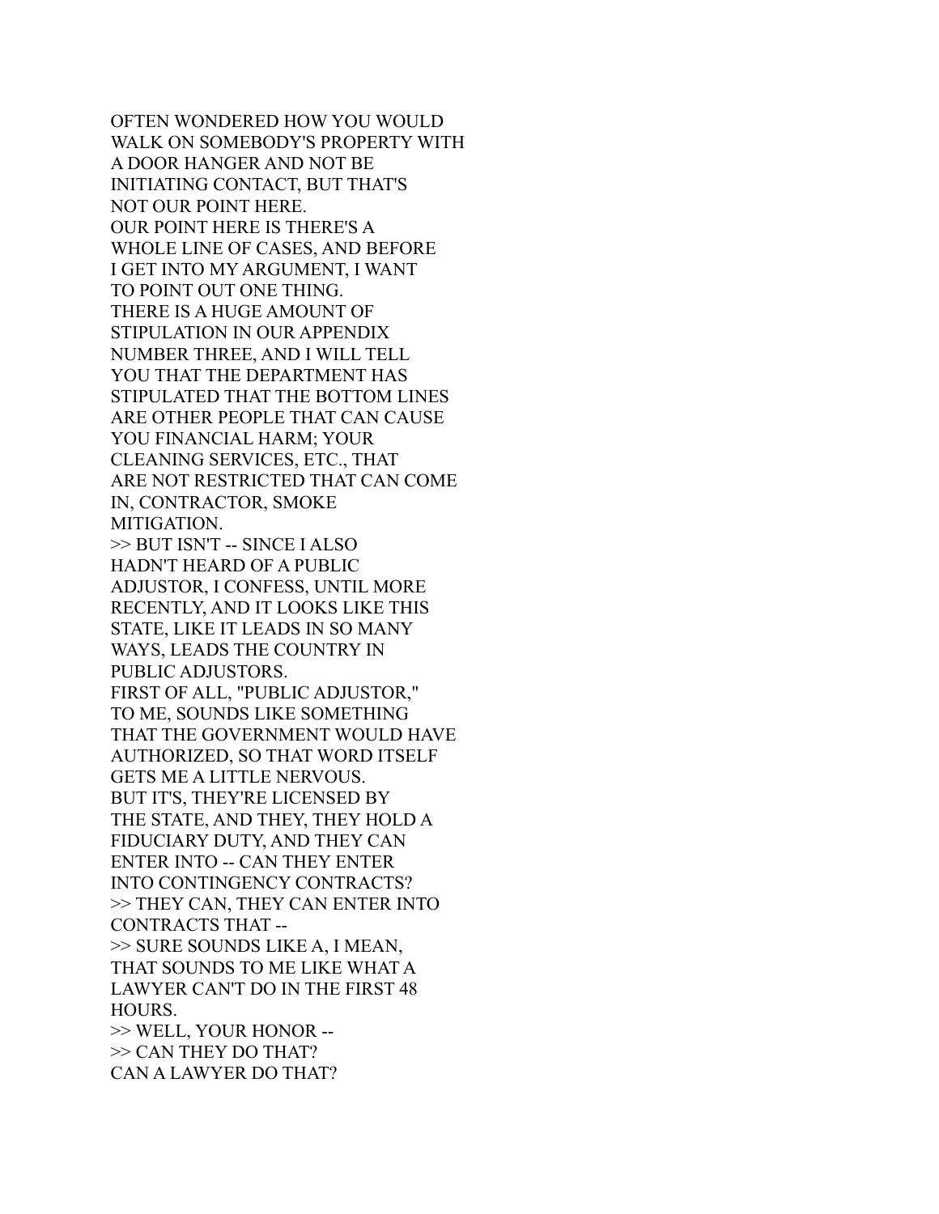OFTEN WONDERED HOW YOU WOULD
WALK ON SOMEBODY'S PROPERTY WITH
A DOOR HANGER AND NOT BE
INITIATING CONTACT, BUT THAT'S
NOT OUR POINT HERE.
OUR POINT HERE IS THERE'S A
WHOLE LINE OF CASES, AND BEFORE
I GET INTO MY ARGUMENT, I WANT
TO POINT OUT ONE THING.
THERE IS A HUGE AMOUNT OF
STIPULATION IN OUR APPENDIX
NUMBER THREE, AND I WILL TELL
YOU THAT THE DEPARTMENT HAS
STIPULATED THAT THE BOTTOM LINES
ARE OTHER PEOPLE THAT CAN CAUSE
YOU FINANCIAL HARM; YOUR
CLEANING SERVICES, ETC., THAT
ARE NOT RESTRICTED THAT CAN COME
IN, CONTRACTOR, SMOKE
MITIGATION.
>> BUT ISN'T -- SINCE I ALSO
HADN'T HEARD OF A PUBLIC
ADJUSTOR, I CONFESS, UNTIL MORE
RECENTLY, AND IT LOOKS LIKE THIS
STATE, LIKE IT LEADS IN SO MANY
WAYS, LEADS THE COUNTRY IN
PUBLIC ADJUSTORS.
FIRST OF ALL, "PUBLIC ADJUSTOR,"
TO ME, SOUNDS LIKE SOMETHING
THAT THE GOVERNMENT WOULD HAVE
AUTHORIZED, SO THAT WORD ITSELF
GETS ME A LITTLE NERVOUS.
BUT IT'S, THEY'RE LICENSED BY
THE STATE, AND THEY, THEY HOLD A
FIDUCIARY DUTY, AND THEY CAN
ENTER INTO -- CAN THEY ENTER
INTO CONTINGENCY CONTRACTS?
>> THEY CAN, THEY CAN ENTER INTO
CONTRACTS THAT --
>> SURE SOUNDS LIKE A, I MEAN,
THAT SOUNDS TO ME LIKE WHAT A
LAWYER CAN'T DO IN THE FIRST 48
HOURS.
>> WELL, YOUR HONOR --
>> CAN THEY DO THAT?
CAN A LAWYER DO THAT?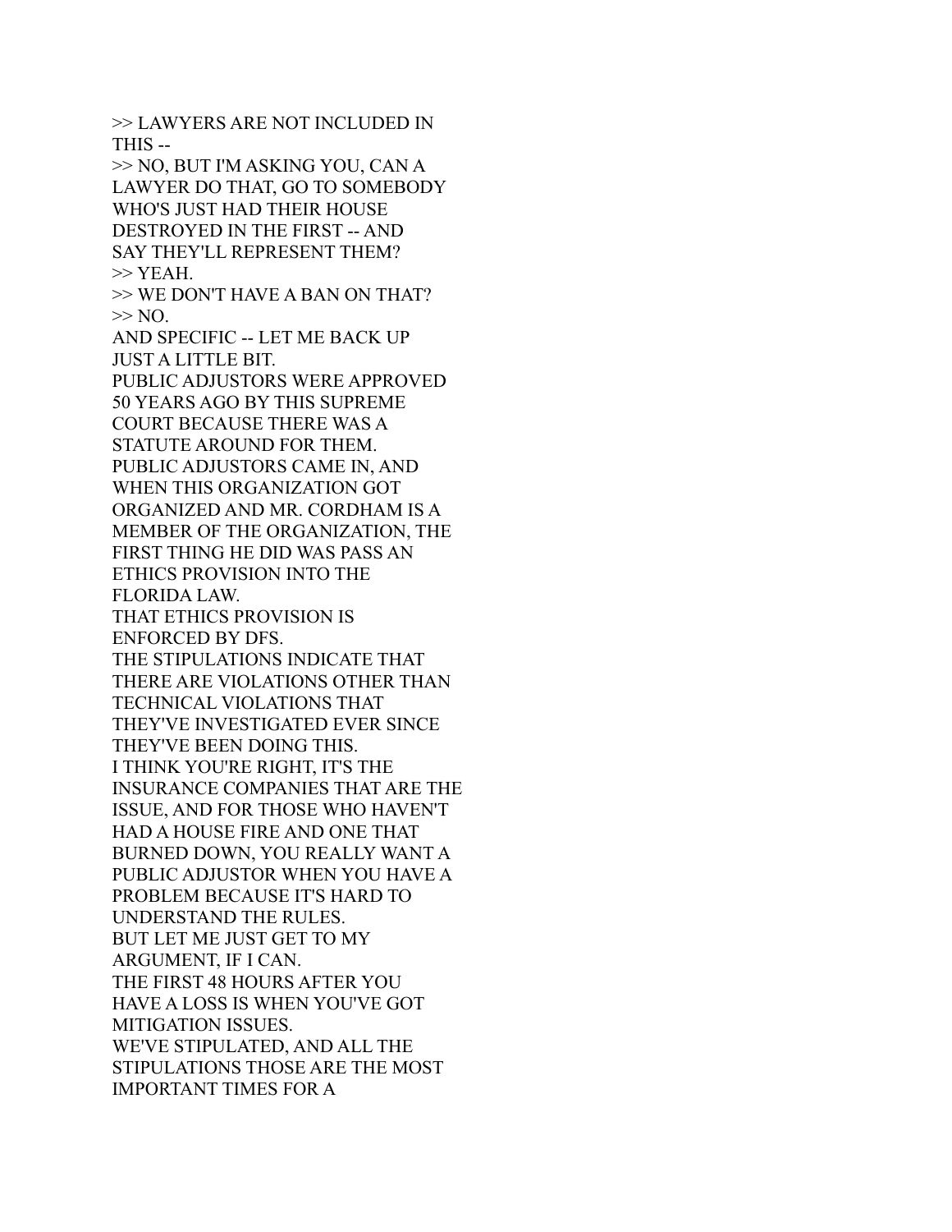>> LAWYERS ARE NOT INCLUDED IN THIS --
>> NO, BUT I'M ASKING YOU, CAN A LAWYER DO THAT, GO TO SOMEBODY WHO'S JUST HAD THEIR HOUSE DESTROYED IN THE FIRST -- AND SAY THEY'LL REPRESENT THEM?
>> YEAH.
>> WE DON'T HAVE A BAN ON THAT?
>> NO.
AND SPECIFIC -- LET ME BACK UP JUST A LITTLE BIT.
PUBLIC ADJUSTORS WERE APPROVED 50 YEARS AGO BY THIS SUPREME COURT BECAUSE THERE WAS A STATUTE AROUND FOR THEM.
PUBLIC ADJUSTORS CAME IN, AND WHEN THIS ORGANIZATION GOT ORGANIZED AND MR. CORDHAM IS A MEMBER OF THE ORGANIZATION, THE FIRST THING HE DID WAS PASS AN ETHICS PROVISION INTO THE FLORIDA LAW.
THAT ETHICS PROVISION IS ENFORCED BY DFS.
THE STIPULATIONS INDICATE THAT THERE ARE VIOLATIONS OTHER THAN TECHNICAL VIOLATIONS THAT THEY'VE INVESTIGATED EVER SINCE THEY'VE BEEN DOING THIS.
I THINK YOU'RE RIGHT, IT'S THE INSURANCE COMPANIES THAT ARE THE ISSUE, AND FOR THOSE WHO HAVEN'T HAD A HOUSE FIRE AND ONE THAT BURNED DOWN, YOU REALLY WANT A PUBLIC ADJUSTOR WHEN YOU HAVE A PROBLEM BECAUSE IT'S HARD TO UNDERSTAND THE RULES.
BUT LET ME JUST GET TO MY ARGUMENT, IF I CAN.
THE FIRST 48 HOURS AFTER YOU HAVE A LOSS IS WHEN YOU'VE GOT MITIGATION ISSUES.
WE'VE STIPULATED, AND ALL THE STIPULATIONS THOSE ARE THE MOST IMPORTANT TIMES FOR A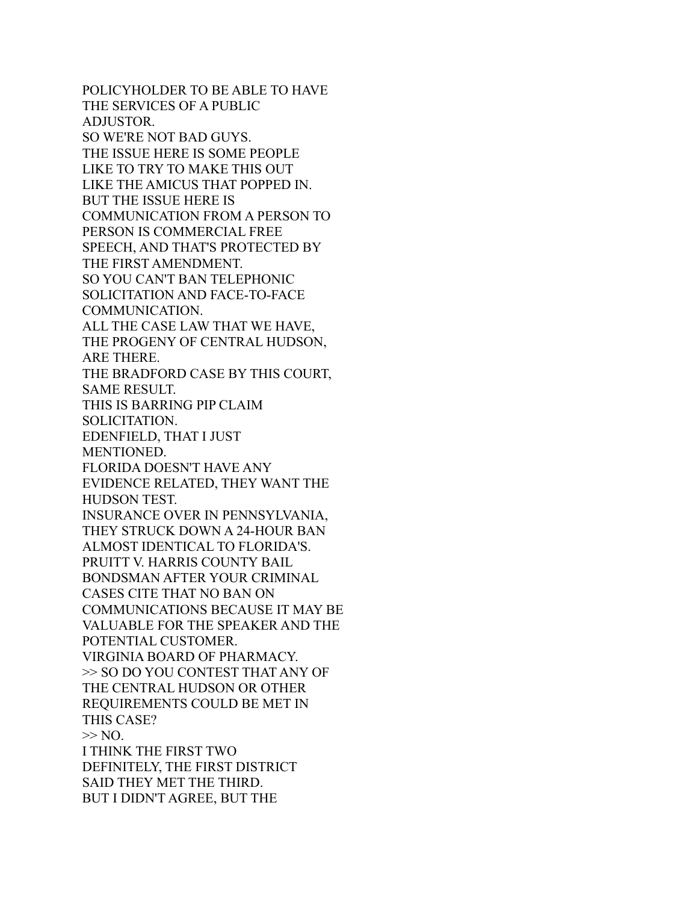POLICYHOLDER TO BE ABLE TO HAVE
THE SERVICES OF A PUBLIC
ADJUSTOR.
SO WE'RE NOT BAD GUYS.
THE ISSUE HERE IS SOME PEOPLE
LIKE TO TRY TO MAKE THIS OUT
LIKE THE AMICUS THAT POPPED IN.
BUT THE ISSUE HERE IS
COMMUNICATION FROM A PERSON TO
PERSON IS COMMERCIAL FREE
SPEECH, AND THAT'S PROTECTED BY
THE FIRST AMENDMENT.
SO YOU CAN'T BAN TELEPHONIC
SOLICITATION AND FACE-TO-FACE
COMMUNICATION.
ALL THE CASE LAW THAT WE HAVE,
THE PROGENY OF CENTRAL HUDSON,
ARE THERE.
THE BRADFORD CASE BY THIS COURT,
SAME RESULT.
THIS IS BARRING PIP CLAIM
SOLICITATION.
EDENFIELD, THAT I JUST
MENTIONED.
FLORIDA DOESN'T HAVE ANY
EVIDENCE RELATED, THEY WANT THE
HUDSON TEST.
INSURANCE OVER IN PENNSYLVANIA,
THEY STRUCK DOWN A 24-HOUR BAN
ALMOST IDENTICAL TO FLORIDA'S.
PRUITT V. HARRIS COUNTY BAIL
BONDSMAN AFTER YOUR CRIMINAL
CASES CITE THAT NO BAN ON
COMMUNICATIONS BECAUSE IT MAY BE
VALUABLE FOR THE SPEAKER AND THE
POTENTIAL CUSTOMER.
VIRGINIA BOARD OF PHARMACY.
>> SO DO YOU CONTEST THAT ANY OF
THE CENTRAL HUDSON OR OTHER
REQUIREMENTS COULD BE MET IN
THIS CASE?
>> NO.
I THINK THE FIRST TWO
DEFINITELY, THE FIRST DISTRICT
SAID THEY MET THE THIRD.
BUT I DIDN'T AGREE, BUT THE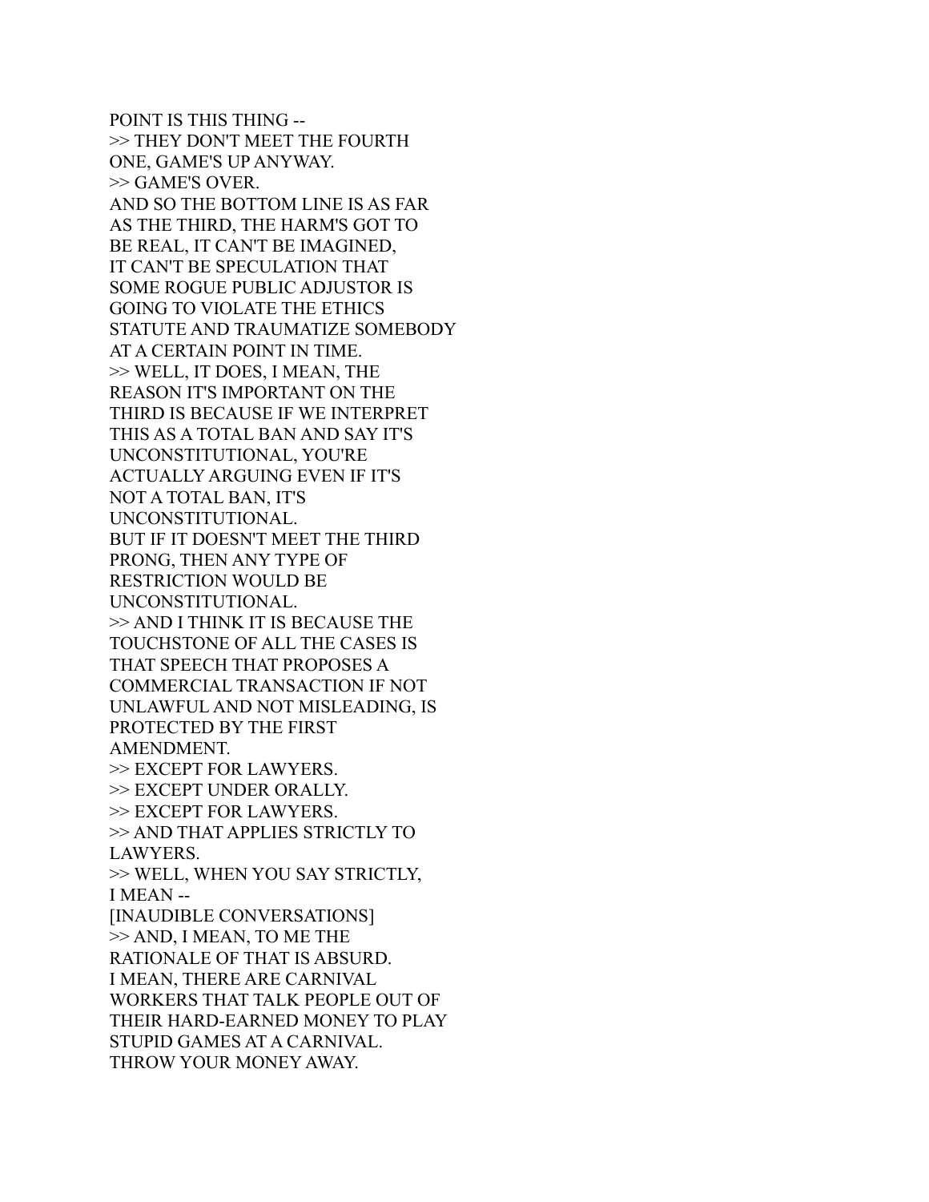POINT IS THIS THING --
>> THEY DON'T MEET THE FOURTH ONE, GAME'S UP ANYWAY.
>> GAME'S OVER.
AND SO THE BOTTOM LINE IS AS FAR AS THE THIRD, THE HARM'S GOT TO BE REAL, IT CAN'T BE IMAGINED, IT CAN'T BE SPECULATION THAT SOME ROGUE PUBLIC ADJUSTOR IS GOING TO VIOLATE THE ETHICS STATUTE AND TRAUMATIZE SOMEBODY AT A CERTAIN POINT IN TIME.
>> WELL, IT DOES, I MEAN, THE REASON IT'S IMPORTANT ON THE THIRD IS BECAUSE IF WE INTERPRET THIS AS A TOTAL BAN AND SAY IT'S UNCONSTITUTIONAL, YOU'RE ACTUALLY ARGUING EVEN IF IT'S NOT A TOTAL BAN, IT'S UNCONSTITUTIONAL.
BUT IF IT DOESN'T MEET THE THIRD PRONG, THEN ANY TYPE OF RESTRICTION WOULD BE UNCONSTITUTIONAL.
>> AND I THINK IT IS BECAUSE THE TOUCHSTONE OF ALL THE CASES IS THAT SPEECH THAT PROPOSES A COMMERCIAL TRANSACTION IF NOT UNLAWFUL AND NOT MISLEADING, IS PROTECTED BY THE FIRST AMENDMENT.
>> EXCEPT FOR LAWYERS.
>> EXCEPT UNDER ORALLY.
>> EXCEPT FOR LAWYERS.
>> AND THAT APPLIES STRICTLY TO LAWYERS.
>> WELL, WHEN YOU SAY STRICTLY, I MEAN --
[INAUDIBLE CONVERSATIONS]
>> AND, I MEAN, TO ME THE RATIONALE OF THAT IS ABSURD.
I MEAN, THERE ARE CARNIVAL WORKERS THAT TALK PEOPLE OUT OF THEIR HARD-EARNED MONEY TO PLAY STUPID GAMES AT A CARNIVAL.
THROW YOUR MONEY AWAY.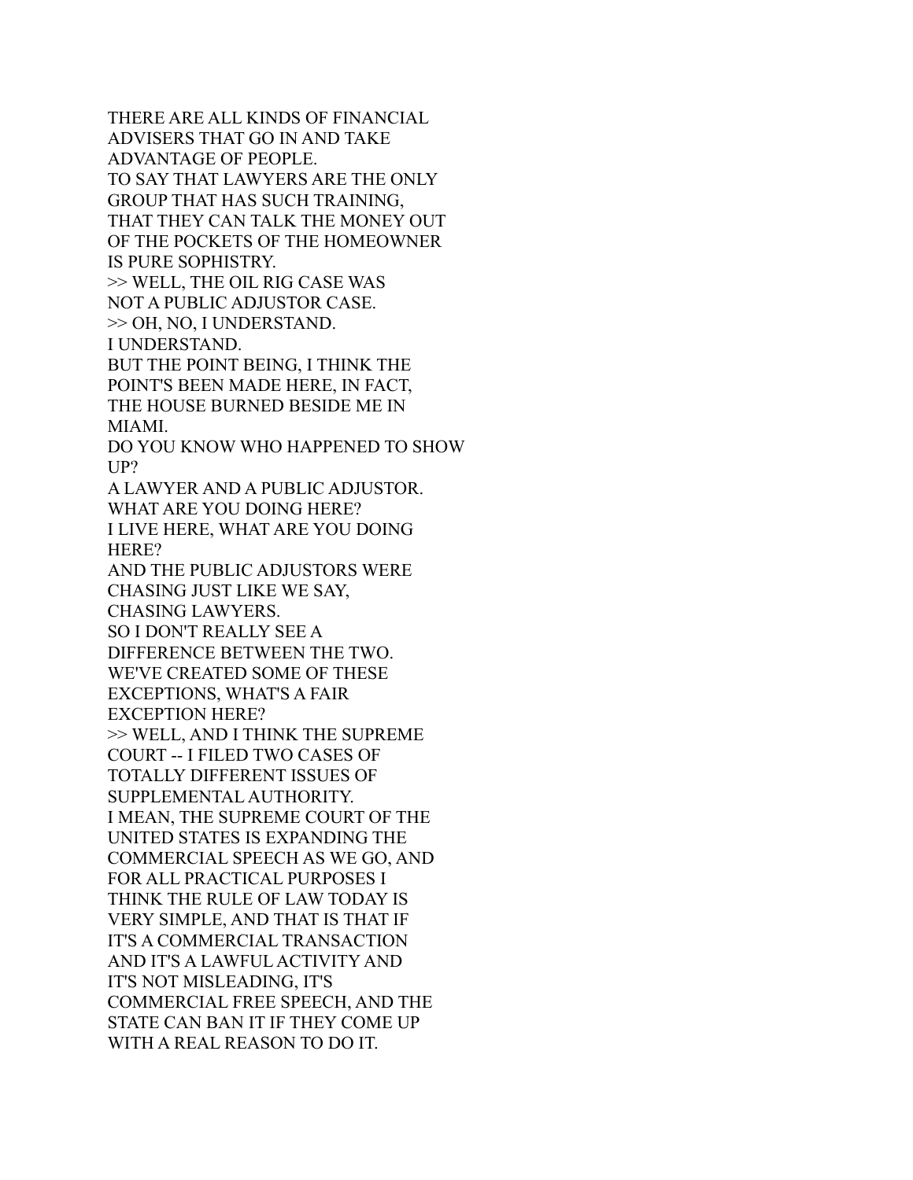THERE ARE ALL KINDS OF FINANCIAL ADVISERS THAT GO IN AND TAKE ADVANTAGE OF PEOPLE.
TO SAY THAT LAWYERS ARE THE ONLY GROUP THAT HAS SUCH TRAINING, THAT THEY CAN TALK THE MONEY OUT OF THE POCKETS OF THE HOMEOWNER IS PURE SOPHISTRY.
>> WELL, THE OIL RIG CASE WAS NOT A PUBLIC ADJUSTOR CASE.
>> OH, NO, I UNDERSTAND.
I UNDERSTAND.
BUT THE POINT BEING, I THINK THE POINT'S BEEN MADE HERE, IN FACT, THE HOUSE BURNED BESIDE ME IN MIAMI.
DO YOU KNOW WHO HAPPENED TO SHOW UP?
A LAWYER AND A PUBLIC ADJUSTOR.
WHAT ARE YOU DOING HERE?
I LIVE HERE, WHAT ARE YOU DOING HERE?
AND THE PUBLIC ADJUSTORS WERE CHASING JUST LIKE WE SAY, CHASING LAWYERS.
SO I DON'T REALLY SEE A DIFFERENCE BETWEEN THE TWO.
WE'VE CREATED SOME OF THESE EXCEPTIONS, WHAT'S A FAIR EXCEPTION HERE?
>> WELL, AND I THINK THE SUPREME COURT -- I FILED TWO CASES OF TOTALLY DIFFERENT ISSUES OF SUPPLEMENTAL AUTHORITY.
I MEAN, THE SUPREME COURT OF THE UNITED STATES IS EXPANDING THE COMMERCIAL SPEECH AS WE GO, AND FOR ALL PRACTICAL PURPOSES I THINK THE RULE OF LAW TODAY IS VERY SIMPLE, AND THAT IS THAT IF IT'S A COMMERCIAL TRANSACTION AND IT'S A LAWFUL ACTIVITY AND IT'S NOT MISLEADING, IT'S COMMERCIAL FREE SPEECH, AND THE STATE CAN BAN IT IF THEY COME UP WITH A REAL REASON TO DO IT.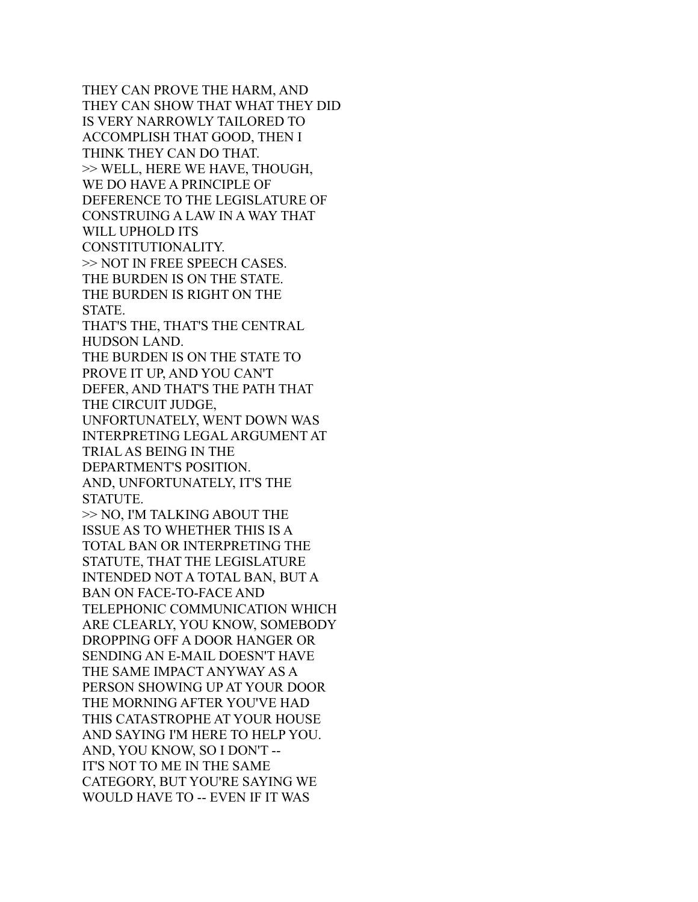THEY CAN PROVE THE HARM, AND
THEY CAN SHOW THAT WHAT THEY DID
IS VERY NARROWLY TAILORED TO
ACCOMPLISH THAT GOOD, THEN I
THINK THEY CAN DO THAT.
>> WELL, HERE WE HAVE, THOUGH,
WE DO HAVE A PRINCIPLE OF
DEFERENCE TO THE LEGISLATURE OF
CONSTRUING A LAW IN A WAY THAT
WILL UPHOLD ITS
CONSTITUTIONALITY.
>> NOT IN FREE SPEECH CASES.
THE BURDEN IS ON THE STATE.
THE BURDEN IS RIGHT ON THE
STATE.
THAT'S THE, THAT'S THE CENTRAL
HUDSON LAND.
THE BURDEN IS ON THE STATE TO
PROVE IT UP, AND YOU CAN'T
DEFER, AND THAT'S THE PATH THAT
THE CIRCUIT JUDGE,
UNFORTUNATELY, WENT DOWN WAS
INTERPRETING LEGAL ARGUMENT AT
TRIAL AS BEING IN THE
DEPARTMENT'S POSITION.
AND, UNFORTUNATELY, IT'S THE
STATUTE.
>> NO, I'M TALKING ABOUT THE
ISSUE AS TO WHETHER THIS IS A
TOTAL BAN OR INTERPRETING THE
STATUTE, THAT THE LEGISLATURE
INTENDED NOT A TOTAL BAN, BUT A
BAN ON FACE-TO-FACE AND
TELEPHONIC COMMUNICATION WHICH
ARE CLEARLY, YOU KNOW, SOMEBODY
DROPPING OFF A DOOR HANGER OR
SENDING AN E-MAIL DOESN'T HAVE
THE SAME IMPACT ANYWAY AS A
PERSON SHOWING UP AT YOUR DOOR
THE MORNING AFTER YOU'VE HAD
THIS CATASTROPHE AT YOUR HOUSE
AND SAYING I'M HERE TO HELP YOU.
AND, YOU KNOW, SO I DON'T --
IT'S NOT TO ME IN THE SAME
CATEGORY, BUT YOU'RE SAYING WE
WOULD HAVE TO -- EVEN IF IT WAS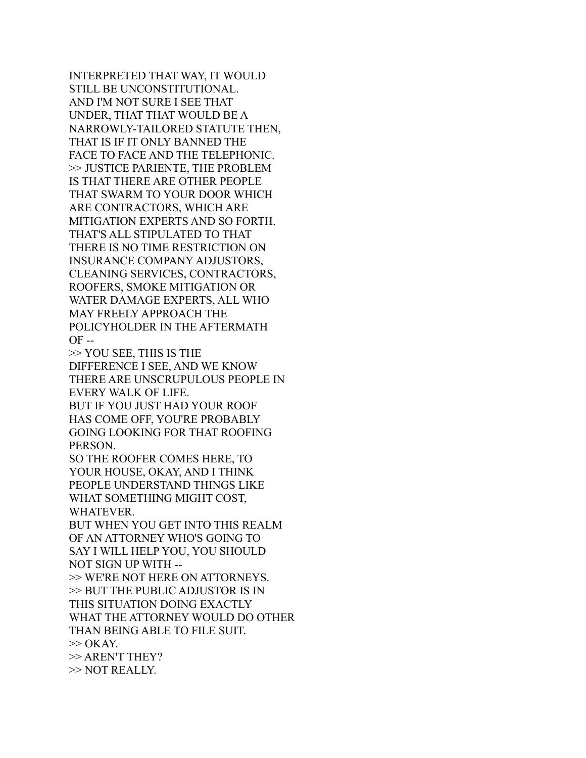INTERPRETED THAT WAY, IT WOULD STILL BE UNCONSTITUTIONAL.
AND I'M NOT SURE I SEE THAT UNDER, THAT THAT WOULD BE A NARROWLY-TAILORED STATUTE THEN, THAT IS IF IT ONLY BANNED THE FACE TO FACE AND THE TELEPHONIC.
>> JUSTICE PARIENTE, THE PROBLEM IS THAT THERE ARE OTHER PEOPLE THAT SWARM TO YOUR DOOR WHICH ARE CONTRACTORS, WHICH ARE MITIGATION EXPERTS AND SO FORTH.
THAT'S ALL STIPULATED TO THAT THERE IS NO TIME RESTRICTION ON INSURANCE COMPANY ADJUSTORS, CLEANING SERVICES, CONTRACTORS, ROOFERS, SMOKE MITIGATION OR WATER DAMAGE EXPERTS, ALL WHO MAY FREELY APPROACH THE POLICYHOLDER IN THE AFTERMATH OF --
>> YOU SEE, THIS IS THE DIFFERENCE I SEE, AND WE KNOW THERE ARE UNSCRUPULOUS PEOPLE IN EVERY WALK OF LIFE.
BUT IF YOU JUST HAD YOUR ROOF HAS COME OFF, YOU'RE PROBABLY GOING LOOKING FOR THAT ROOFING PERSON.
SO THE ROOFER COMES HERE, TO YOUR HOUSE, OKAY, AND I THINK PEOPLE UNDERSTAND THINGS LIKE WHAT SOMETHING MIGHT COST, WHATEVER.
BUT WHEN YOU GET INTO THIS REALM OF AN ATTORNEY WHO'S GOING TO SAY I WILL HELP YOU, YOU SHOULD NOT SIGN UP WITH --
>> WE'RE NOT HERE ON ATTORNEYS.
>> BUT THE PUBLIC ADJUSTOR IS IN THIS SITUATION DOING EXACTLY WHAT THE ATTORNEY WOULD DO OTHER THAN BEING ABLE TO FILE SUIT.
>> OKAY.
>> AREN'T THEY?
>> NOT REALLY.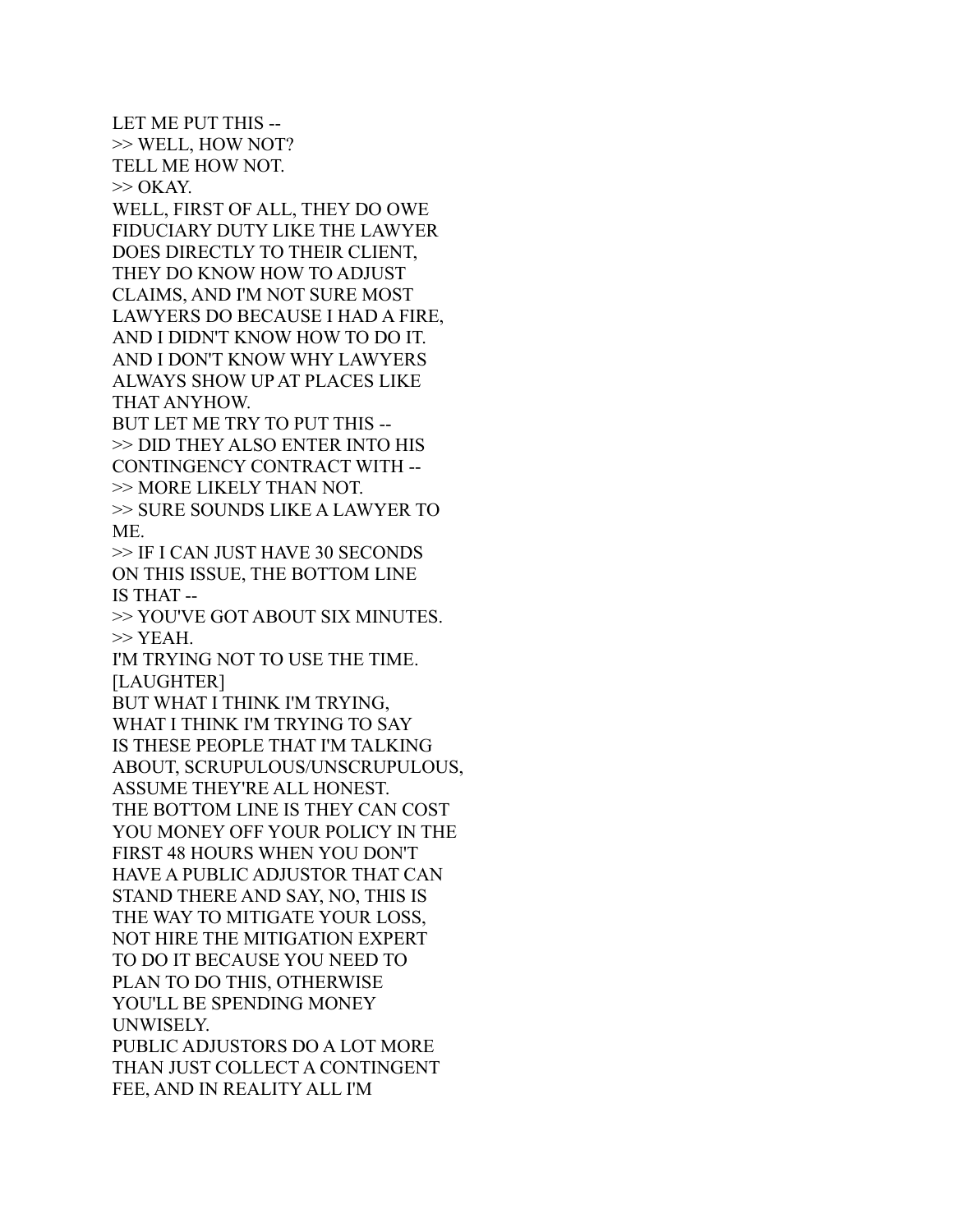LET ME PUT THIS --
>> WELL, HOW NOT?
TELL ME HOW NOT.
>> OKAY.
WELL, FIRST OF ALL, THEY DO OWE FIDUCIARY DUTY LIKE THE LAWYER DOES DIRECTLY TO THEIR CLIENT, THEY DO KNOW HOW TO ADJUST CLAIMS, AND I'M NOT SURE MOST LAWYERS DO BECAUSE I HAD A FIRE, AND I DIDN'T KNOW HOW TO DO IT.
AND I DON'T KNOW WHY LAWYERS ALWAYS SHOW UP AT PLACES LIKE THAT ANYHOW.
BUT LET ME TRY TO PUT THIS --
>> DID THEY ALSO ENTER INTO HIS CONTINGENCY CONTRACT WITH --
>> MORE LIKELY THAN NOT.
>> SURE SOUNDS LIKE A LAWYER TO ME.
>> IF I CAN JUST HAVE 30 SECONDS ON THIS ISSUE, THE BOTTOM LINE IS THAT --
>> YOU'VE GOT ABOUT SIX MINUTES.
>> YEAH.
I'M TRYING NOT TO USE THE TIME.
[LAUGHTER]
BUT WHAT I THINK I'M TRYING, WHAT I THINK I'M TRYING TO SAY IS THESE PEOPLE THAT I'M TALKING ABOUT, SCRUPULOUS/UNSCRUPULOUS, ASSUME THEY'RE ALL HONEST.
THE BOTTOM LINE IS THEY CAN COST YOU MONEY OFF YOUR POLICY IN THE FIRST 48 HOURS WHEN YOU DON'T HAVE A PUBLIC ADJUSTOR THAT CAN STAND THERE AND SAY, NO, THIS IS THE WAY TO MITIGATE YOUR LOSS, NOT HIRE THE MITIGATION EXPERT TO DO IT BECAUSE YOU NEED TO PLAN TO DO THIS, OTHERWISE YOU'LL BE SPENDING MONEY UNWISELY.
PUBLIC ADJUSTORS DO A LOT MORE THAN JUST COLLECT A CONTINGENT FEE, AND IN REALITY ALL I'M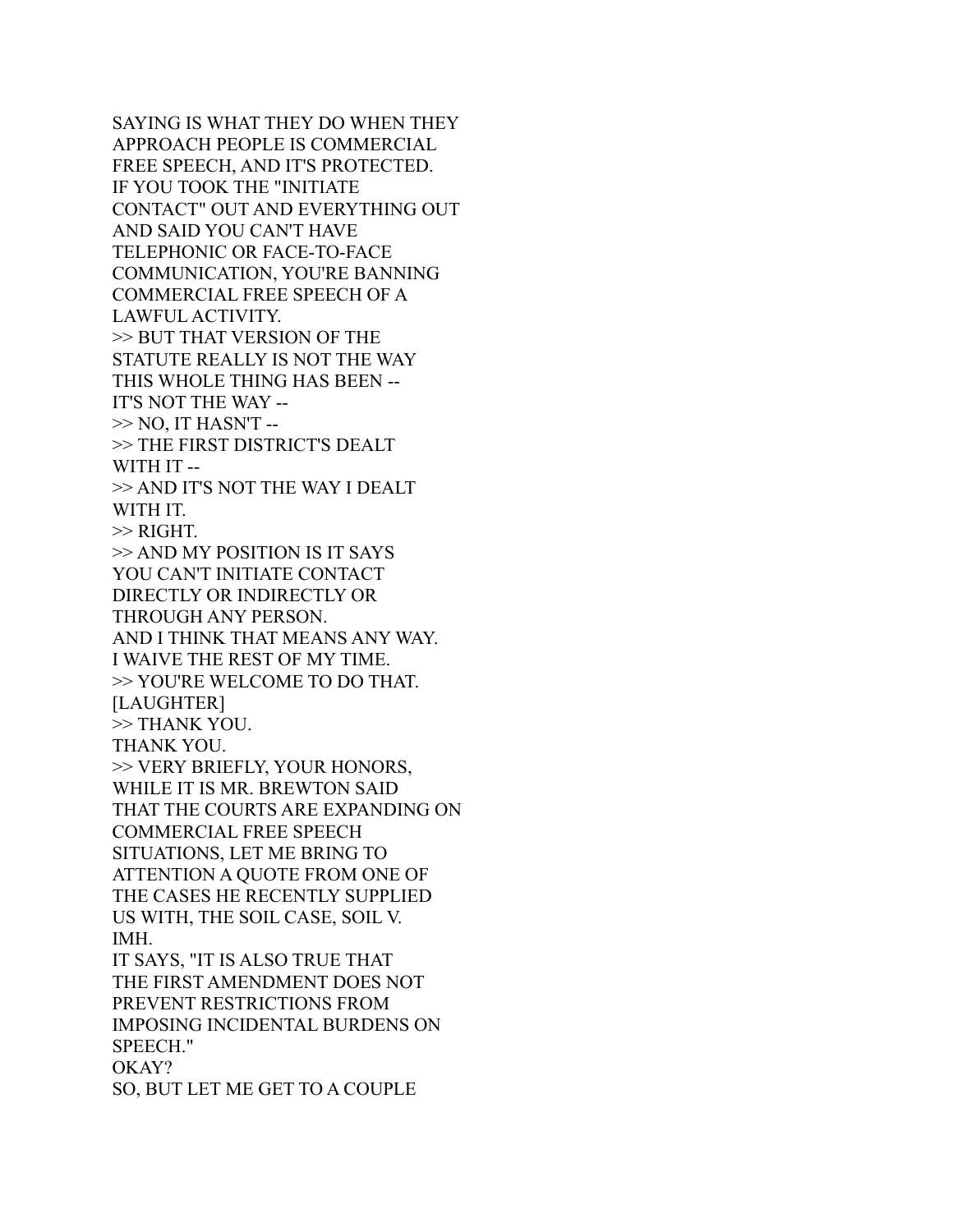SAYING IS WHAT THEY DO WHEN THEY APPROACH PEOPLE IS COMMERCIAL FREE SPEECH, AND IT'S PROTECTED.
IF YOU TOOK THE "INITIATE CONTACT" OUT AND EVERYTHING OUT AND SAID YOU CAN'T HAVE TELEPHONIC OR FACE-TO-FACE COMMUNICATION, YOU'RE BANNING COMMERCIAL FREE SPEECH OF A LAWFUL ACTIVITY.
>> BUT THAT VERSION OF THE STATUTE REALLY IS NOT THE WAY THIS WHOLE THING HAS BEEN -- IT'S NOT THE WAY --
>> NO, IT HASN'T --
>> THE FIRST DISTRICT'S DEALT WITH IT --
>> AND IT'S NOT THE WAY I DEALT WITH IT.
>> RIGHT.
>> AND MY POSITION IS IT SAYS YOU CAN'T INITIATE CONTACT DIRECTLY OR INDIRECTLY OR THROUGH ANY PERSON.
AND I THINK THAT MEANS ANY WAY.
I WAIVE THE REST OF MY TIME.
>> YOU'RE WELCOME TO DO THAT.
[LAUGHTER]
>> THANK YOU.
THANK YOU.
>> VERY BRIEFLY, YOUR HONORS, WHILE IT IS MR. BREWTON SAID THAT THE COURTS ARE EXPANDING ON COMMERCIAL FREE SPEECH SITUATIONS, LET ME BRING TO ATTENTION A QUOTE FROM ONE OF THE CASES HE RECENTLY SUPPLIED US WITH, THE SOIL CASE, SOIL V. IMH.
IT SAYS, "IT IS ALSO TRUE THAT THE FIRST AMENDMENT DOES NOT PREVENT RESTRICTIONS FROM IMPOSING INCIDENTAL BURDENS ON SPEECH."
OKAY?
SO, BUT LET ME GET TO A COUPLE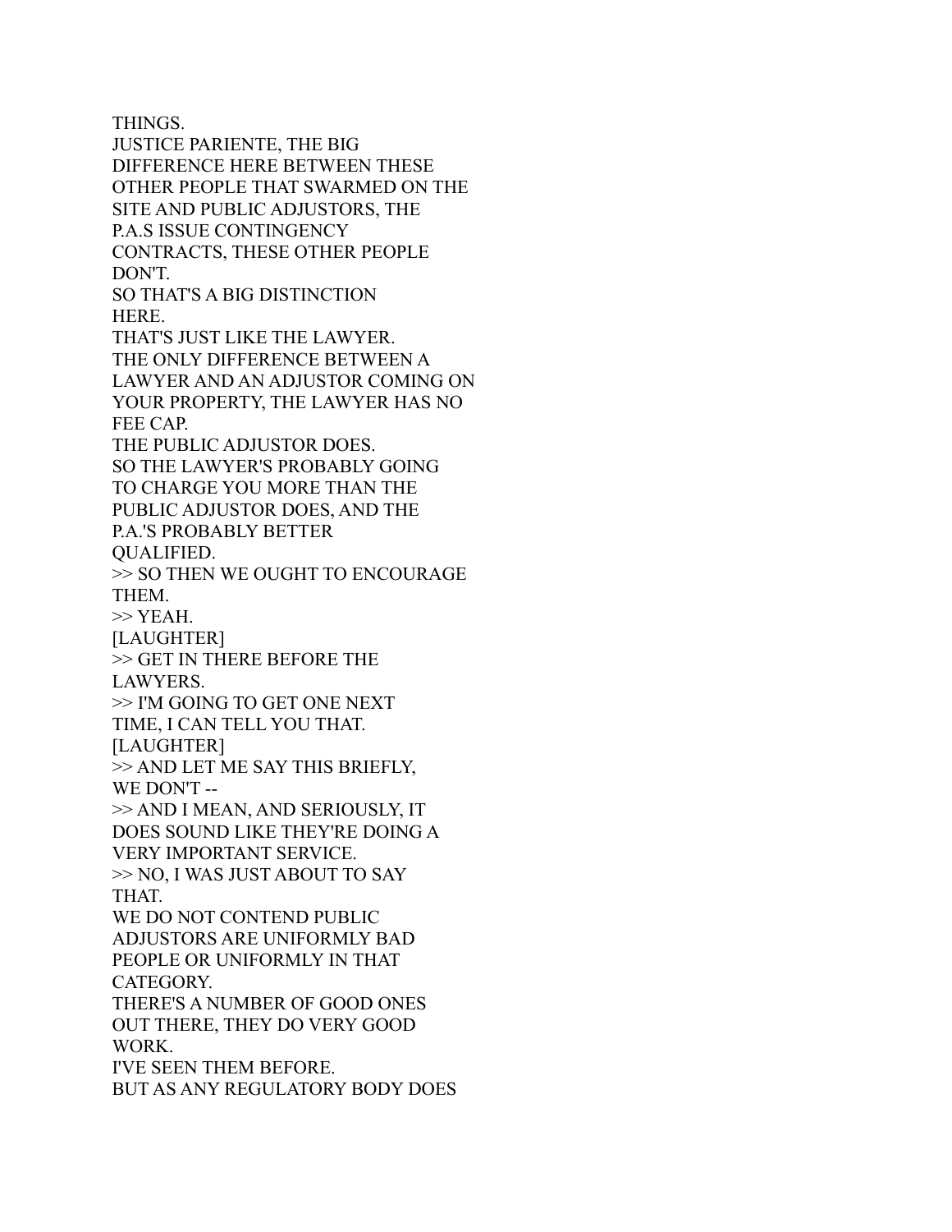THINGS.
JUSTICE PARIENTE, THE BIG
DIFFERENCE HERE BETWEEN THESE
OTHER PEOPLE THAT SWARMED ON THE
SITE AND PUBLIC ADJUSTORS, THE
P.A.S ISSUE CONTINGENCY
CONTRACTS, THESE OTHER PEOPLE
DON'T.
SO THAT'S A BIG DISTINCTION
HERE.
THAT'S JUST LIKE THE LAWYER.
THE ONLY DIFFERENCE BETWEEN A
LAWYER AND AN ADJUSTOR COMING ON
YOUR PROPERTY, THE LAWYER HAS NO
FEE CAP.
THE PUBLIC ADJUSTOR DOES.
SO THE LAWYER'S PROBABLY GOING
TO CHARGE YOU MORE THAN THE
PUBLIC ADJUSTOR DOES, AND THE
P.A.'S PROBABLY BETTER
QUALIFIED.
>> SO THEN WE OUGHT TO ENCOURAGE
THEM.
>> YEAH.
[LAUGHTER]
>> GET IN THERE BEFORE THE
LAWYERS.
>> I'M GOING TO GET ONE NEXT
TIME, I CAN TELL YOU THAT.
[LAUGHTER]
>> AND LET ME SAY THIS BRIEFLY,
WE DON'T --
>> AND I MEAN, AND SERIOUSLY, IT
DOES SOUND LIKE THEY'RE DOING A
VERY IMPORTANT SERVICE.
>> NO, I WAS JUST ABOUT TO SAY
THAT.
WE DO NOT CONTEND PUBLIC
ADJUSTORS ARE UNIFORMLY BAD
PEOPLE OR UNIFORMLY IN THAT
CATEGORY.
THERE'S A NUMBER OF GOOD ONES
OUT THERE, THEY DO VERY GOOD
WORK.
I'VE SEEN THEM BEFORE.
BUT AS ANY REGULATORY BODY DOES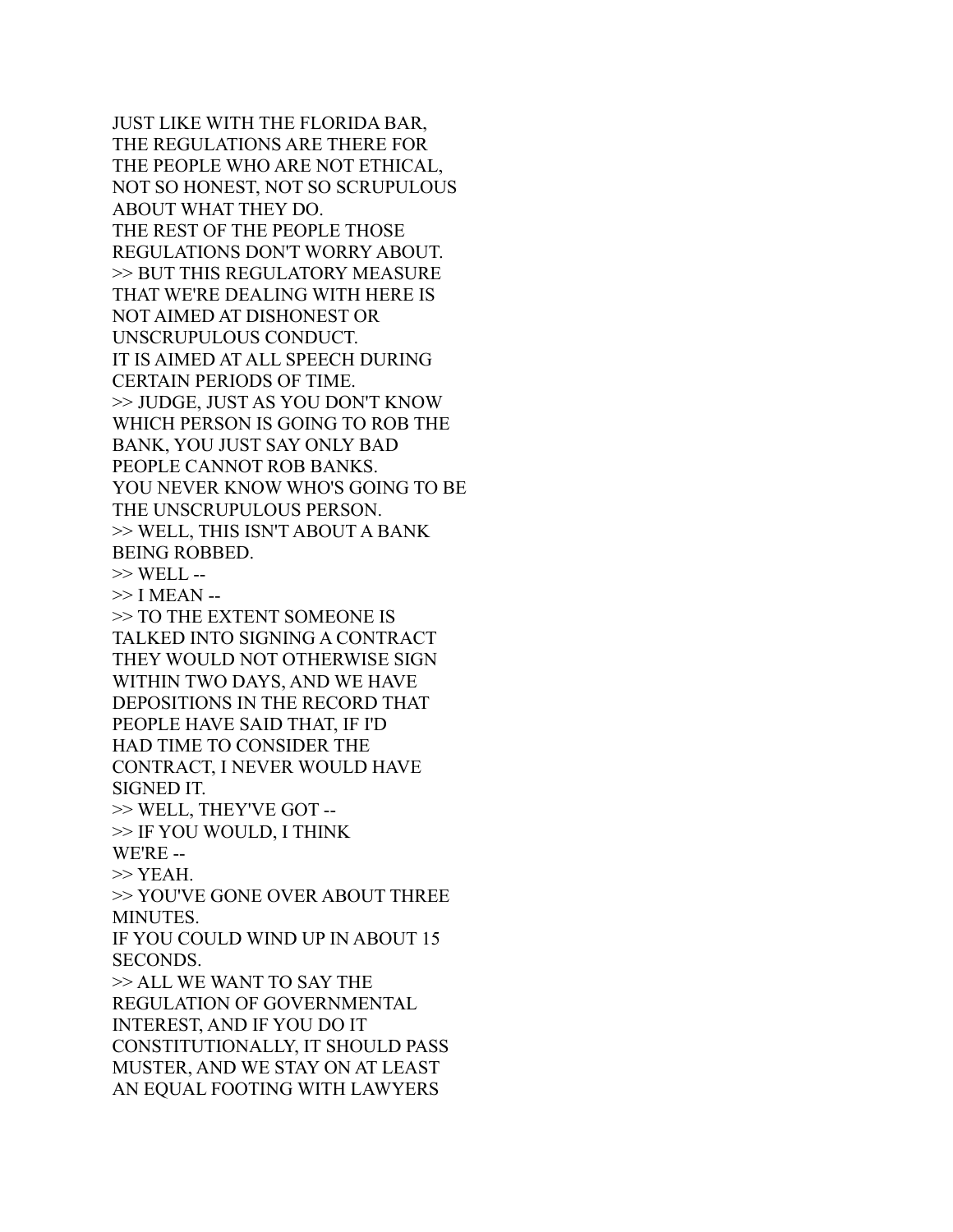JUST LIKE WITH THE FLORIDA BAR,
THE REGULATIONS ARE THERE FOR
THE PEOPLE WHO ARE NOT ETHICAL,
NOT SO HONEST, NOT SO SCRUPULOUS
ABOUT WHAT THEY DO.
THE REST OF THE PEOPLE THOSE
REGULATIONS DON'T WORRY ABOUT.
>> BUT THIS REGULATORY MEASURE
THAT WE'RE DEALING WITH HERE IS
NOT AIMED AT DISHONEST OR
UNSCRUPULOUS CONDUCT.
IT IS AIMED AT ALL SPEECH DURING
CERTAIN PERIODS OF TIME.
>> JUDGE, JUST AS YOU DON'T KNOW
WHICH PERSON IS GOING TO ROB THE
BANK, YOU JUST SAY ONLY BAD
PEOPLE CANNOT ROB BANKS.
YOU NEVER KNOW WHO'S GOING TO BE
THE UNSCRUPULOUS PERSON.
>> WELL, THIS ISN'T ABOUT A BANK
BEING ROBBED.
>> WELL --
>> I MEAN --
>> TO THE EXTENT SOMEONE IS
TALKED INTO SIGNING A CONTRACT
THEY WOULD NOT OTHERWISE SIGN
WITHIN TWO DAYS, AND WE HAVE
DEPOSITIONS IN THE RECORD THAT
PEOPLE HAVE SAID THAT, IF I'D
HAD TIME TO CONSIDER THE
CONTRACT, I NEVER WOULD HAVE
SIGNED IT.
>> WELL, THEY'VE GOT --
>> IF YOU WOULD, I THINK
WE'RE --
>> YEAH.
>> YOU'VE GONE OVER ABOUT THREE
MINUTES.
IF YOU COULD WIND UP IN ABOUT 15
SECONDS.
>> ALL WE WANT TO SAY THE
REGULATION OF GOVERNMENTAL
INTEREST, AND IF YOU DO IT
CONSTITUTIONALLY, IT SHOULD PASS
MUSTER, AND WE STAY ON AT LEAST
AN EQUAL FOOTING WITH LAWYERS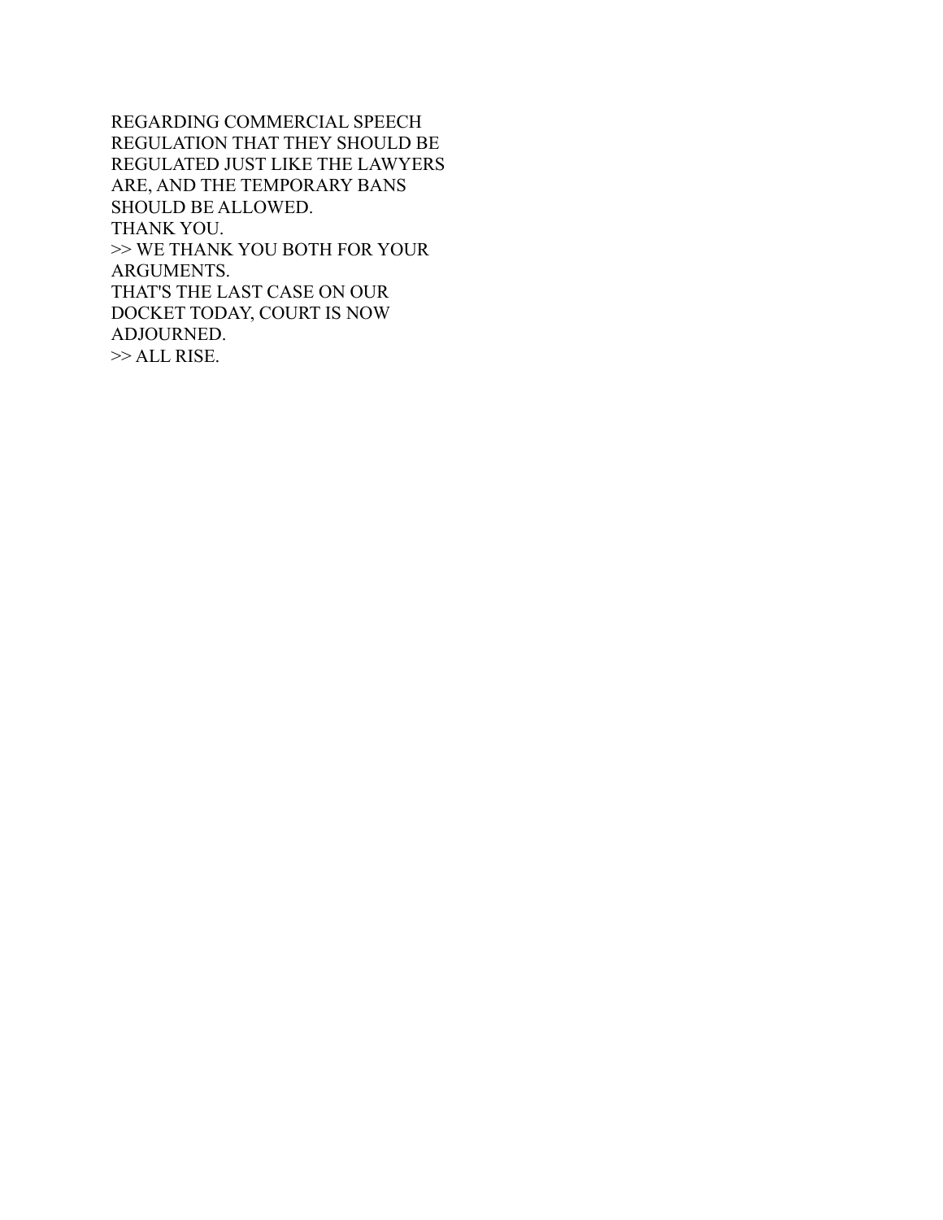REGARDING COMMERCIAL SPEECH
REGULATION THAT THEY SHOULD BE
REGULATED JUST LIKE THE LAWYERS
ARE, AND THE TEMPORARY BANS
SHOULD BE ALLOWED.
THANK YOU.
>> WE THANK YOU BOTH FOR YOUR
ARGUMENTS.
THAT'S THE LAST CASE ON OUR
DOCKET TODAY, COURT IS NOW
ADJOURNED.
>> ALL RISE.